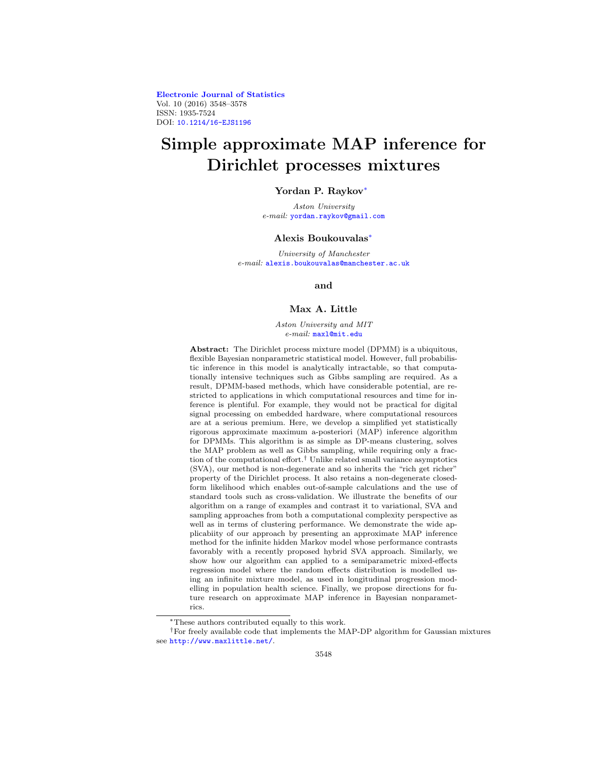# Simple approximate MAP inference for Dirichlet processes mixtures

**Yordan P. Raykov**[*]

*Aston University*
*e-mail:* yordan.raykov@gmail.com

**Alexis Boukouvalas**[*]

*University of Manchester*
*e-mail:* alexis.boukouvalas@manchester.ac.uk

**and**

**Max A. Little**

*Aston University and MIT*
*e-mail:* maxl@mit.edu

**Abstract:** The Dirichlet process mixture model (DPMM) is a ubiquitous, flexible Bayesian nonparametric statistical model. However, full probabilistic inference in this model is analytically intractable, so that computationally intensive techniques such as Gibbs sampling are required. As a result, DPMM-based methods, which have considerable potential, are restricted to applications in which computational resources and time for inference is plentiful. For example, they would not be practical for digital signal processing on embedded hardware, where computational resources are at a serious premium. Here, we develop a simplified yet statistically rigorous approximate maximum a-posteriori (MAP) inference algorithm for DPMMs. This algorithm is as simple as DP-means clustering, solves the MAP problem as well as Gibbs sampling, while requiring only a fraction of the computational effort.[†] Unlike related small variance asymptotics (SVA), our method is non-degenerate and so inherits the "rich get richer" property of the Dirichlet process. It also retains a non-degenerate closed-form likelihood which enables out-of-sample calculations and the use of standard tools such as cross-validation. We illustrate the benefits of our algorithm on a range of examples and contrast it to variational, SVA and sampling approaches from both a computational complexity perspective as well as in terms of clustering performance. We demonstrate the wide applicabiity of our approach by presenting an approximate MAP inference method for the infinite hidden Markov model whose performance contrasts favorably with a recently proposed hybrid SVA approach. Similarly, we show how our algorithm can applied to a semiparametric mixed-effects regression model where the random effects distribution is modelled using an infinite mixture model, as used in longitudinal progression modelling in population health science. Finally, we propose directions for future research on approximate MAP inference in Bayesian nonparametrics.

---

[*] These authors contributed equally to this work.

[†] For freely available code that implements the MAP-DP algorithm for Gaussian mixtures see http://www.maxlittle.net/.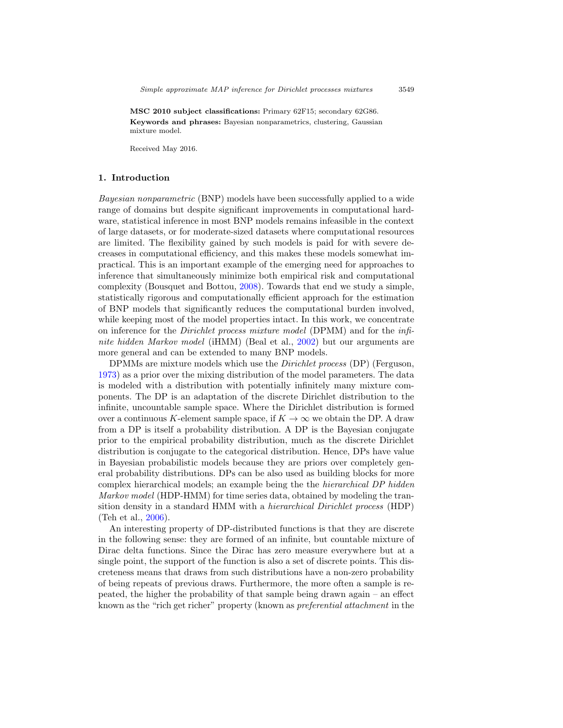**MSC 2010 subject classifications:** Primary 62F15; secondary 62G86.
**Keywords and phrases:** Bayesian nonparametrics, clustering, Gaussian mixture model.

Received May 2016.

## 1. Introduction

*Bayesian nonparametric* (BNP) models have been successfully applied to a wide range of domains but despite significant improvements in computational hardware, statistical inference in most BNP models remains infeasible in the context of large datasets, or for moderate-sized datasets where computational resources are limited. The flexibility gained by such models is paid for with severe decreases in computational efficiency, and this makes these models somewhat impractical. This is an important example of the emerging need for approaches to inference that simultaneously minimize both empirical risk and computational complexity (Bousquet and Bottou, 2008). Towards that end we study a simple, statistically rigorous and computationally efficient approach for the estimation of BNP models that significantly reduces the computational burden involved, while keeping most of the model properties intact. In this work, we concentrate on inference for the *Dirichlet process mixture model* (DPMM) and for the *infinite hidden Markov model* (iHMM) (Beal et al., 2002) but our arguments are more general and can be extended to many BNP models.

DPMMs are mixture models which use the *Dirichlet process* (DP) (Ferguson, 1973) as a prior over the mixing distribution of the model parameters. The data is modeled with a distribution with potentially infinitely many mixture components. The DP is an adaptation of the discrete Dirichlet distribution to the infinite, uncountable sample space. Where the Dirichlet distribution is formed over a continuous $K$-element sample space, if $K \to \infty$ we obtain the DP. A draw from a DP is itself a probability distribution. A DP is the Bayesian conjugate prior to the empirical probability distribution, much as the discrete Dirichlet distribution is conjugate to the categorical distribution. Hence, DPs have value in Bayesian probabilistic models because they are priors over completely general probability distributions. DPs can be also used as building blocks for more complex hierarchical models; an example being the the *hierarchical DP hidden Markov model* (HDP-HMM) for time series data, obtained by modeling the transition density in a standard HMM with a *hierarchical Dirichlet process* (HDP) (Teh et al., 2006).

An interesting property of DP-distributed functions is that they are discrete in the following sense: they are formed of an infinite, but countable mixture of Dirac delta functions. Since the Dirac has zero measure everywhere but at a single point, the support of the function is also a set of discrete points. This discreteness means that draws from such distributions have a non-zero probability of being repeats of previous draws. Furthermore, the more often a sample is repeated, the higher the probability of that sample being drawn again – an effect known as the "rich get richer" property (known as *preferential attachment* in the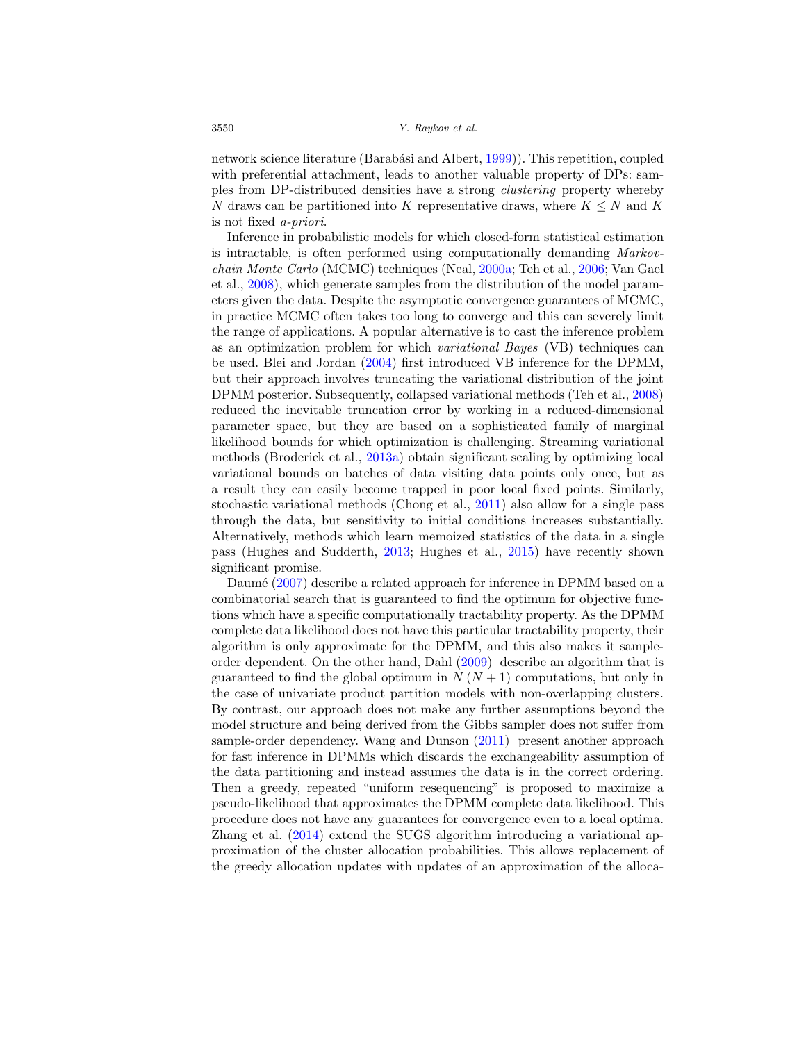network science literature (Barabási and Albert, 1999)). This repetition, coupled with preferential attachment, leads to another valuable property of DPs: samples from DP-distributed densities have a strong *clustering* property whereby $N$ draws can be partitioned into $K$ representative draws, where $K \leq N$ and $K$ is not fixed *a-priori*.

Inference in probabilistic models for which closed-form statistical estimation is intractable, is often performed using computationally demanding *Markov-chain Monte Carlo* (MCMC) techniques (Neal, 2000a; Teh et al., 2006; Van Gael et al., 2008), which generate samples from the distribution of the model parameters given the data. Despite the asymptotic convergence guarantees of MCMC, in practice MCMC often takes too long to converge and this can severely limit the range of applications. A popular alternative is to cast the inference problem as an optimization problem for which *variational Bayes* (VB) techniques can be used. Blei and Jordan (2004) first introduced VB inference for the DPMM, but their approach involves truncating the variational distribution of the joint DPMM posterior. Subsequently, collapsed variational methods (Teh et al., 2008) reduced the inevitable truncation error by working in a reduced-dimensional parameter space, but they are based on a sophisticated family of marginal likelihood bounds for which optimization is challenging. Streaming variational methods (Broderick et al., 2013a) obtain significant scaling by optimizing local variational bounds on batches of data visiting data points only once, but as a result they can easily become trapped in poor local fixed points. Similarly, stochastic variational methods (Chong et al., 2011) also allow for a single pass through the data, but sensitivity to initial conditions increases substantially. Alternatively, methods which learn memoized statistics of the data in a single pass (Hughes and Sudderth, 2013; Hughes et al., 2015) have recently shown significant promise.

Daumé (2007) describe a related approach for inference in DPMM based on a combinatorial search that is guaranteed to find the optimum for objective functions which have a specific computationally tractability property. As the DPMM complete data likelihood does not have this particular tractability property, their algorithm is only approximate for the DPMM, and this also makes it sample-order dependent. On the other hand, Dahl (2009) describe an algorithm that is guaranteed to find the global optimum in $N(N+1)$ computations, but only in the case of univariate product partition models with non-overlapping clusters. By contrast, our approach does not make any further assumptions beyond the model structure and being derived from the Gibbs sampler does not suffer from sample-order dependency. Wang and Dunson (2011) present another approach for fast inference in DPMMs which discards the exchangeability assumption of the data partitioning and instead assumes the data is in the correct ordering. Then a greedy, repeated "uniform resequencing" is proposed to maximize a pseudo-likelihood that approximates the DPMM complete data likelihood. This procedure does not have any guarantees for convergence even to a local optima. Zhang et al. (2014) extend the SUGS algorithm introducing a variational approximation of the cluster allocation probabilities. This allows replacement of the greedy allocation updates with updates of an approximation of the alloca-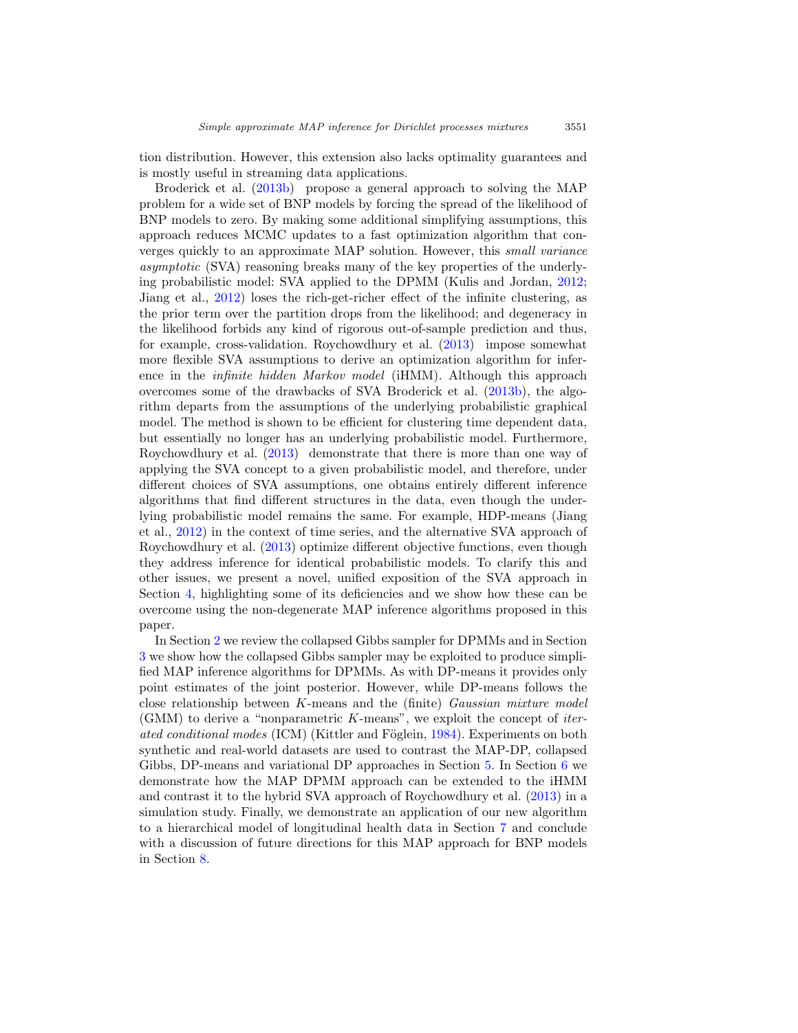tion distribution. However, this extension also lacks optimality guarantees and is mostly useful in streaming data applications.

Broderick et al. (2013b) propose a general approach to solving the MAP problem for a wide set of BNP models by forcing the spread of the likelihood of BNP models to zero. By making some additional simplifying assumptions, this approach reduces MCMC updates to a fast optimization algorithm that converges quickly to an approximate MAP solution. However, this *small variance asymptotic* (SVA) reasoning breaks many of the key properties of the underlying probabilistic model: SVA applied to the DPMM (Kulis and Jordan, 2012; Jiang et al., 2012) loses the rich-get-richer effect of the infinite clustering, as the prior term over the partition drops from the likelihood; and degeneracy in the likelihood forbids any kind of rigorous out-of-sample prediction and thus, for example, cross-validation. Roychowdhury et al. (2013) impose somewhat more flexible SVA assumptions to derive an optimization algorithm for inference in the *infinite hidden Markov model* (iHMM). Although this approach overcomes some of the drawbacks of SVA Broderick et al. (2013b), the algorithm departs from the assumptions of the underlying probabilistic graphical model. The method is shown to be efficient for clustering time dependent data, but essentially no longer has an underlying probabilistic model. Furthermore, Roychowdhury et al. (2013) demonstrate that there is more than one way of applying the SVA concept to a given probabilistic model, and therefore, under different choices of SVA assumptions, one obtains entirely different inference algorithms that find different structures in the data, even though the underlying probabilistic model remains the same. For example, HDP-means (Jiang et al., 2012) in the context of time series, and the alternative SVA approach of Roychowdhury et al. (2013) optimize different objective functions, even though they address inference for identical probabilistic models. To clarify this and other issues, we present a novel, unified exposition of the SVA approach in Section 4, highlighting some of its deficiencies and we show how these can be overcome using the non-degenerate MAP inference algorithms proposed in this paper.

In Section 2 we review the collapsed Gibbs sampler for DPMMs and in Section 3 we show how the collapsed Gibbs sampler may be exploited to produce simplified MAP inference algorithms for DPMMs. As with DP-means it provides only point estimates of the joint posterior. However, while DP-means follows the close relationship between $K$-means and the (finite) *Gaussian mixture model* (GMM) to derive a "nonparametric $K$-means", we exploit the concept of *iterated conditional modes* (ICM) (Kittler and Föglein, 1984). Experiments on both synthetic and real-world datasets are used to contrast the MAP-DP, collapsed Gibbs, DP-means and variational DP approaches in Section 5. In Section 6 we demonstrate how the MAP DPMM approach can be extended to the iHMM and contrast it to the hybrid SVA approach of Roychowdhury et al. (2013) in a simulation study. Finally, we demonstrate an application of our new algorithm to a hierarchical model of longitudinal health data in Section 7 and conclude with a discussion of future directions for this MAP approach for BNP models in Section 8.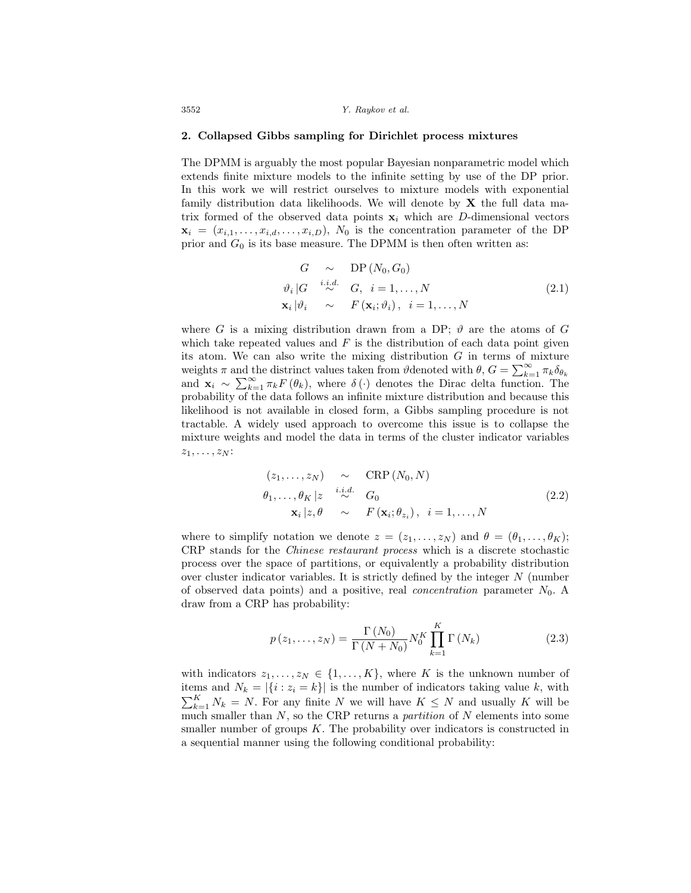## 2. Collapsed Gibbs sampling for Dirichlet process mixtures

The DPMM is arguably the most popular Bayesian nonparametric model which extends finite mixture models to the infinite setting by use of the DP prior. In this work we will restrict ourselves to mixture models with exponential family distribution data likelihoods. We will denote by $\mathbf{X}$ the full data matrix formed of the observed data points $\mathbf{x}_i$ which are $D$-dimensional vectors $\mathbf{x}_i = (x_{i,1}, \ldots, x_{i,d}, \ldots, x_{i,D})$, $N_0$ is the concentration parameter of the DP prior and $G_0$ is its base measure. The DPMM is then often written as:

$$
\begin{aligned}
G &\sim \mathrm{DP}(N_0, G_0) \\
\vartheta_i \,|G &\overset{i.i.d.}{\sim} G, \;\; i = 1, \ldots, N \\
\mathbf{x}_i \,|\vartheta_i &\sim F(\mathbf{x}_i; \vartheta_i), \;\; i = 1, \ldots, N
\end{aligned}
\tag{2.1}
$$

where $G$ is a mixing distribution drawn from a DP; $\vartheta$ are the atoms of $G$ which take repeated values and $F$ is the distribution of each data point given its atom. We can also write the mixing distribution $G$ in terms of mixture weights $\pi$ and the distrinct values taken from $\vartheta$denoted with $\theta$, $G = \sum_{k=1}^{\infty} \pi_k \delta_{\theta_k}$ and $\mathbf{x}_i \sim \sum_{k=1}^{\infty} \pi_k F(\theta_k)$, where $\delta(\cdot)$ denotes the Dirac delta function. The probability of the data follows an infinite mixture distribution and because this likelihood is not available in closed form, a Gibbs sampling procedure is not tractable. A widely used approach to overcome this issue is to collapse the mixture weights and model the data in terms of the cluster indicator variables $z_1, \ldots, z_N$:

$$
\begin{aligned}
(z_1, \ldots, z_N) &\sim \mathrm{CRP}(N_0, N) \\
\theta_1, \ldots, \theta_K \,|z &\overset{i.i.d.}{\sim} G_0 \\
\mathbf{x}_i \,|z, \theta &\sim F(\mathbf{x}_i; \theta_{z_i}), \;\; i = 1, \ldots, N
\end{aligned}
\tag{2.2}
$$

where to simplify notation we denote $z = (z_1, \ldots, z_N)$ and $\theta = (\theta_1, \ldots, \theta_K)$; CRP stands for the *Chinese restaurant process* which is a discrete stochastic process over the space of partitions, or equivalently a probability distribution over cluster indicator variables. It is strictly defined by the integer $N$ (number of observed data points) and a positive, real *concentration* parameter $N_0$. A draw from a CRP has probability:

$$
p(z_1, \ldots, z_N) = \frac{\Gamma(N_0)}{\Gamma(N + N_0)} N_0^K \prod_{k=1}^{K} \Gamma(N_k)
\tag{2.3}
$$

with indicators $z_1, \ldots, z_N \in \{1, \ldots, K\}$, where $K$ is the unknown number of items and $N_k = |\{i : z_i = k\}|$ is the number of indicators taking value $k$, with $\sum_{k=1}^{K} N_k = N$. For any finite $N$ we will have $K \leq N$ and usually $K$ will be much smaller than $N$, so the CRP returns a *partition* of $N$ elements into some smaller number of groups $K$. The probability over indicators is constructed in a sequential manner using the following conditional probability: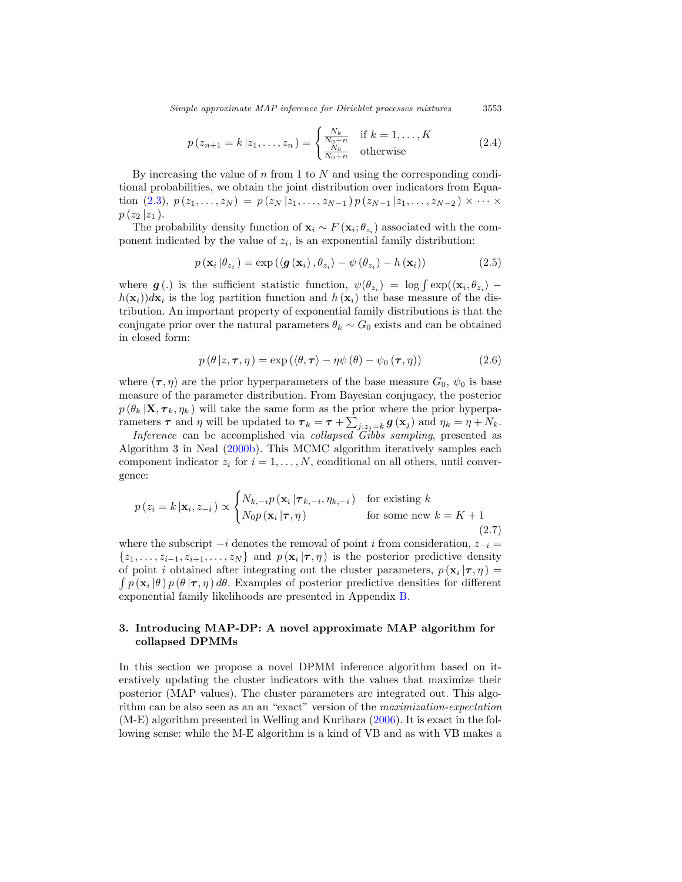$$p(z_{n+1} = k \mid z_1, \ldots, z_n) = \begin{cases} \frac{N_k}{N_0+n} & \text{if } k = 1, \ldots, K \\ \frac{N_0}{N_0+n} & \text{otherwise} \end{cases} \tag{2.4}$$

By increasing the value of $n$ from 1 to $N$ and using the corresponding conditional probabilities, we obtain the joint distribution over indicators from Equation (2.3), $p(z_1, \ldots, z_N) = p(z_N \mid z_1, \ldots, z_{N-1}) \, p(z_{N-1} \mid z_1, \ldots, z_{N-2}) \times \cdots \times p(z_2 \mid z_1)$.

The probability density function of $\mathbf{x}_i \sim F(\mathbf{x}_i; \theta_{z_i})$ associated with the component indicated by the value of $z_i$, is an exponential family distribution:

$$p(\mathbf{x}_i \mid \theta_{z_i}) = \exp\left(\langle \boldsymbol{g}(\mathbf{x}_i), \theta_{z_i} \rangle - \psi(\theta_{z_i}) - h(\mathbf{x}_i)\right) \tag{2.5}$$

where $\boldsymbol{g}(.)$ is the sufficient statistic function, $\psi(\theta_{z_i}) = \log \int \exp(\langle \mathbf{x}_i, \theta_{z_i} \rangle - h(\mathbf{x}_i)) d\mathbf{x}_i$ is the log partition function and $h(\mathbf{x}_i)$ the base measure of the distribution. An important property of exponential family distributions is that the conjugate prior over the natural parameters $\theta_k \sim G_0$ exists and can be obtained in closed form:

$$p(\theta \mid z, \boldsymbol{\tau}, \eta) = \exp\left(\langle \theta, \boldsymbol{\tau} \rangle - \eta \psi(\theta) - \psi_0(\boldsymbol{\tau}, \eta)\right) \tag{2.6}$$

where $(\boldsymbol{\tau}, \eta)$ are the prior hyperparameters of the base measure $G_0$, $\psi_0$ is base measure of the parameter distribution. From Bayesian conjugacy, the posterior $p(\theta_k \mid \mathbf{X}, \boldsymbol{\tau}_k, \eta_k)$ will take the same form as the prior where the prior hyperparameters $\boldsymbol{\tau}$ and $\eta$ will be updated to $\boldsymbol{\tau}_k = \boldsymbol{\tau} + \sum_{j: z_j = k} \boldsymbol{g}(\mathbf{x}_j)$ and $\eta_k = \eta + N_k$.

*Inference* can be accomplished via *collapsed Gibbs sampling*, presented as Algorithm 3 in Neal (2000b). This MCMC algorithm iteratively samples each component indicator $z_i$ for $i = 1, \ldots, N$, conditional on all others, until convergence:

$$p(z_i = k \mid \mathbf{x}_i, z_{-i}) \propto \begin{cases} N_{k,-i} \, p(\mathbf{x}_i \mid \boldsymbol{\tau}_{k,-i}, \eta_{k,-i}) & \text{for existing } k \\ N_0 \, p(\mathbf{x}_i \mid \boldsymbol{\tau}, \eta) & \text{for some new } k = K+1 \end{cases} \tag{2.7}$$

where the subscript $-i$ denotes the removal of point $i$ from consideration, $z_{-i} = \{z_1, \ldots, z_{i-1}, z_{i+1}, \ldots, z_N\}$ and $p(\mathbf{x}_i \mid \boldsymbol{\tau}, \eta)$ is the posterior predictive density of point $i$ obtained after integrating out the cluster parameters, $p(\mathbf{x}_i \mid \boldsymbol{\tau}, \eta) = \int p(\mathbf{x}_i \mid \theta) \, p(\theta \mid \boldsymbol{\tau}, \eta) \, d\theta$. Examples of posterior predictive densities for different exponential family likelihoods are presented in Appendix B.

## 3. Introducing MAP-DP: A novel approximate MAP algorithm for collapsed DPMMs

In this section we propose a novel DPMM inference algorithm based on iteratively updating the cluster indicators with the values that maximize their posterior (MAP values). The cluster parameters are integrated out. This algorithm can be also seen as an an "exact" version of the *maximization-expectation* (M-E) algorithm presented in Welling and Kurihara (2006). It is exact in the following sense: while the M-E algorithm is a kind of VB and as with VB makes a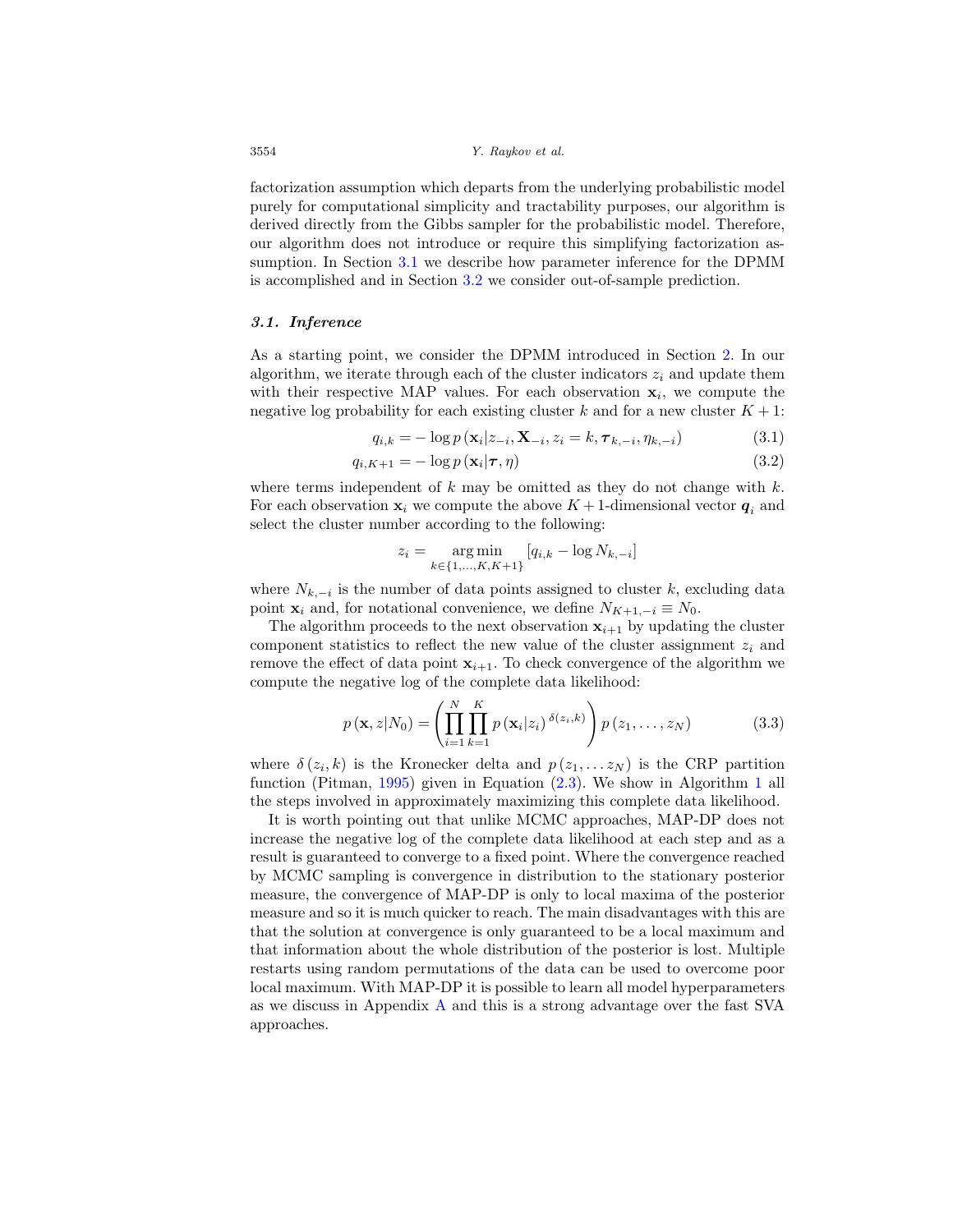factorization assumption which departs from the underlying probabilistic model purely for computational simplicity and tractability purposes, our algorithm is derived directly from the Gibbs sampler for the probabilistic model. Therefore, our algorithm does not introduce or require this simplifying factorization assumption. In Section 3.1 we describe how parameter inference for the DPMM is accomplished and in Section 3.2 we consider out-of-sample prediction.

### *3.1. Inference*

As a starting point, we consider the DPMM introduced in Section 2. In our algorithm, we iterate through each of the cluster indicators $z_i$ and update them with their respective MAP values. For each observation $\mathbf{x}_i$, we compute the negative log probability for each existing cluster $k$ and for a new cluster $K+1$:

$$q_{i,k} = -\log p\left(\mathbf{x}_i | z_{-i}, \mathbf{X}_{-i}, z_i = k, \boldsymbol{\tau}_{k,-i}, \eta_{k,-i}\right) \tag{3.1}$$

$$q_{i,K+1} = -\log p\left(\mathbf{x}_i | \boldsymbol{\tau}, \eta\right) \tag{3.2}$$

where terms independent of $k$ may be omitted as they do not change with $k$. For each observation $\mathbf{x}_i$ we compute the above $K+1$-dimensional vector $\boldsymbol{q}_i$ and select the cluster number according to the following:

$$z_i = \underset{k \in \{1,\ldots,K,K+1\}}{\arg\min} \left[q_{i,k} - \log N_{k,-i}\right]$$

where $N_{k,-i}$ is the number of data points assigned to cluster $k$, excluding data point $\mathbf{x}_i$ and, for notational convenience, we define $N_{K+1,-i} \equiv N_0$.

The algorithm proceeds to the next observation $\mathbf{x}_{i+1}$ by updating the cluster component statistics to reflect the new value of the cluster assignment $z_i$ and remove the effect of data point $\mathbf{x}_{i+1}$. To check convergence of the algorithm we compute the negative log of the complete data likelihood:

$$p\left(\mathbf{x}, z | N_0\right) = \left(\prod_{i=1}^{N} \prod_{k=1}^{K} p\left(\mathbf{x}_i | z_i\right)^{\delta(z_i,k)}\right) p\left(z_1, \ldots, z_N\right) \tag{3.3}$$

where $\delta\left(z_i, k\right)$ is the Kronecker delta and $p\left(z_1, \ldots z_N\right)$ is the CRP partition function (Pitman, 1995) given in Equation (2.3). We show in Algorithm 1 all the steps involved in approximately maximizing this complete data likelihood.

It is worth pointing out that unlike MCMC approaches, MAP-DP does not increase the negative log of the complete data likelihood at each step and as a result is guaranteed to converge to a fixed point. Where the convergence reached by MCMC sampling is convergence in distribution to the stationary posterior measure, the convergence of MAP-DP is only to local maxima of the posterior measure and so it is much quicker to reach. The main disadvantages with this are that the solution at convergence is only guaranteed to be a local maximum and that information about the whole distribution of the posterior is lost. Multiple restarts using random permutations of the data can be used to overcome poor local maximum. With MAP-DP it is possible to learn all model hyperparameters as we discuss in Appendix A and this is a strong advantage over the fast SVA approaches.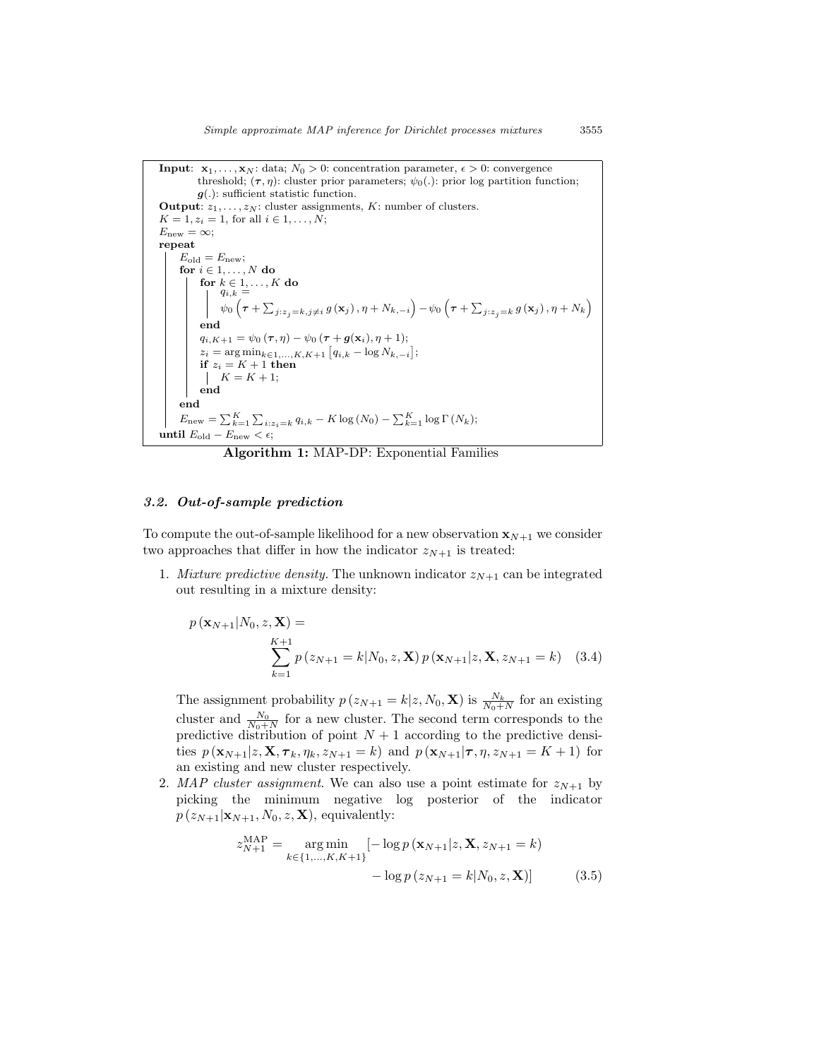```
Input:  x_1, ..., x_N: data; N_0 > 0: concentration parameter, ε > 0: convergence
        threshold; (τ, η): cluster prior parameters; ψ_0(.): prior log partition function;
        g(.): sufficient statistic function.
Output: z_1, ..., z_N: cluster assignments, K: number of clusters.
K = 1, z_i = 1, for all i ∈ 1, ..., N;
E_new = ∞;
repeat
    E_old = E_new;
    for i ∈ 1, ..., N do
        for k ∈ 1, ..., K do
            q_{i,k} =
            ψ_0 (τ + Σ_{j:z_j=k, j≠i} g(x_j), η + N_{k,-i}) − ψ_0 (τ + Σ_{j:z_j=k} g(x_j), η + N_k)
        end
        q_{i,K+1} = ψ_0 (τ, η) − ψ_0 (τ + g(x_i), η + 1);
        z_i = arg min_{k∈1,...,K,K+1} [q_{i,k} − log N_{k,-i}];
        if z_i = K + 1 then
            K = K + 1;
        end
    end
    E_new = Σ_{k=1}^{K} Σ_{i:z_i=k} q_{i,k} − K log(N_0) − Σ_{k=1}^{K} log Γ(N_k);
until E_old − E_new < ε;
```

**Algorithm 1:** MAP-DP: Exponential Families

### 3.2. *Out-of-sample prediction*

To compute the out-of-sample likelihood for a new observation $\mathbf{x}_{N+1}$ we consider two approaches that differ in how the indicator $z_{N+1}$ is treated:

1. *Mixture predictive density.* The unknown indicator $z_{N+1}$ can be integrated out resulting in a mixture density:

$$p\left(\mathbf{x}_{N+1}|N_0, z, \mathbf{X}\right) = \sum_{k=1}^{K+1} p\left(z_{N+1} = k|N_0, z, \mathbf{X}\right) p\left(\mathbf{x}_{N+1}|z, \mathbf{X}, z_{N+1} = k\right) \quad (3.4)$$

   The assignment probability $p\left(z_{N+1} = k|z, N_0, \mathbf{X}\right)$ is $\frac{N_k}{N_0+N}$ for an existing cluster and $\frac{N_0}{N_0+N}$ for a new cluster. The second term corresponds to the predictive distribution of point $N+1$ according to the predictive densities $p\left(\mathbf{x}_{N+1}|z, \mathbf{X}, \boldsymbol{\tau}_k, \eta_k, z_{N+1} = k\right)$ and $p\left(\mathbf{x}_{N+1}|\boldsymbol{\tau}, \eta, z_{N+1} = K+1\right)$ for an existing and new cluster respectively.

2. *MAP cluster assignment.* We can also use a point estimate for $z_{N+1}$ by picking the minimum negative log posterior of the indicator $p\left(z_{N+1}|\mathbf{x}_{N+1}, N_0, z, \mathbf{X}\right)$, equivalently:

$$z_{N+1}^{\text{MAP}} = \underset{k\in\{1,\ldots,K,K+1\}}{\arg\min} \left[-\log p\left(\mathbf{x}_{N+1}|z, \mathbf{X}, z_{N+1} = k\right) - \log p\left(z_{N+1} = k|N_0, z, \mathbf{X}\right)\right] \quad (3.5)$$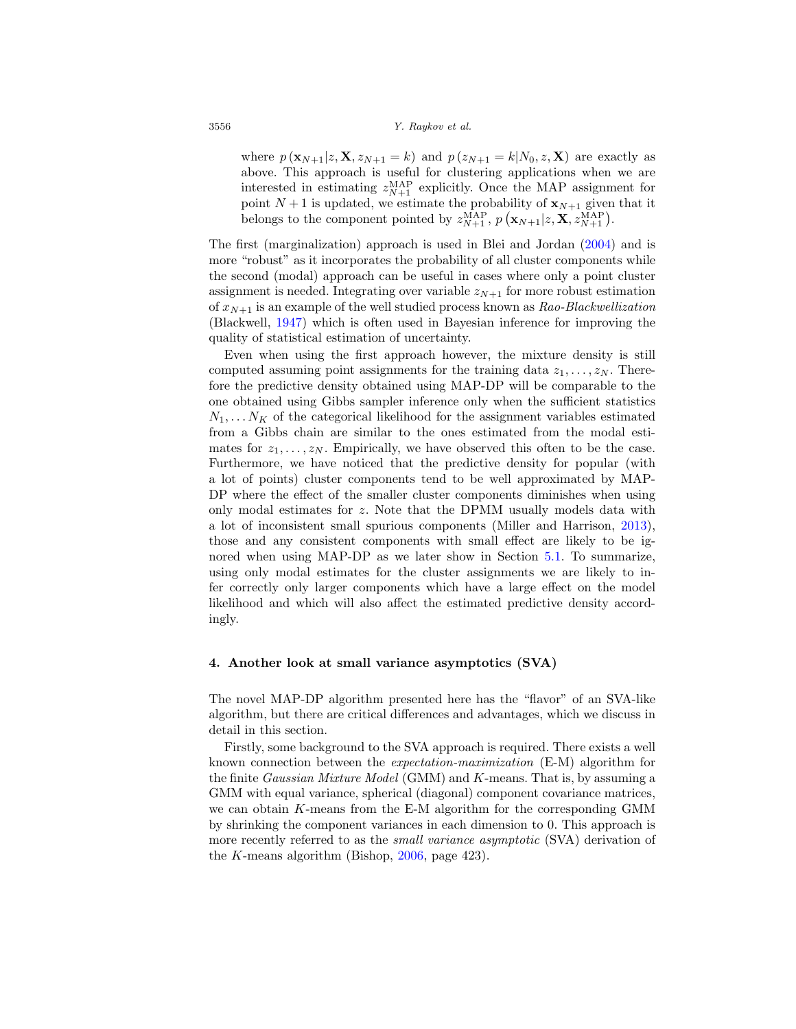where $p(\mathbf{x}_{N+1}|z, \mathbf{X}, z_{N+1} = k)$ and $p(z_{N+1} = k|N_0, z, \mathbf{X})$ are exactly as above. This approach is useful for clustering applications when we are interested in estimating $z_{N+1}^{\text{MAP}}$ explicitly. Once the MAP assignment for point $N+1$ is updated, we estimate the probability of $\mathbf{x}_{N+1}$ given that it belongs to the component pointed by $z_{N+1}^{\text{MAP}}$, $p\left(\mathbf{x}_{N+1}|z, \mathbf{X}, z_{N+1}^{\text{MAP}}\right)$.

The first (marginalization) approach is used in Blei and Jordan (2004) and is more "robust" as it incorporates the probability of all cluster components while the second (modal) approach can be useful in cases where only a point cluster assignment is needed. Integrating over variable $z_{N+1}$ for more robust estimation of $x_{N+1}$ is an example of the well studied process known as *Rao-Blackwellization* (Blackwell, 1947) which is often used in Bayesian inference for improving the quality of statistical estimation of uncertainty.

Even when using the first approach however, the mixture density is still computed assuming point assignments for the training data $z_1, \ldots, z_N$. Therefore the predictive density obtained using MAP-DP will be comparable to the one obtained using Gibbs sampler inference only when the sufficient statistics $N_1, \ldots N_K$ of the categorical likelihood for the assignment variables estimated from a Gibbs chain are similar to the ones estimated from the modal estimates for $z_1, \ldots, z_N$. Empirically, we have observed this often to be the case. Furthermore, we have noticed that the predictive density for popular (with a lot of points) cluster components tend to be well approximated by MAP-DP where the effect of the smaller cluster components diminishes when using only modal estimates for $z$. Note that the DPMM usually models data with a lot of inconsistent small spurious components (Miller and Harrison, 2013), those and any consistent components with small effect are likely to be ignored when using MAP-DP as we later show in Section 5.1. To summarize, using only modal estimates for the cluster assignments we are likely to infer correctly only larger components which have a large effect on the model likelihood and which will also affect the estimated predictive density accordingly.

## 4. Another look at small variance asymptotics (SVA)

The novel MAP-DP algorithm presented here has the "flavor" of an SVA-like algorithm, but there are critical differences and advantages, which we discuss in detail in this section.

Firstly, some background to the SVA approach is required. There exists a well known connection between the *expectation-maximization* (E-M) algorithm for the finite *Gaussian Mixture Model* (GMM) and $K$-means. That is, by assuming a GMM with equal variance, spherical (diagonal) component covariance matrices, we can obtain $K$-means from the E-M algorithm for the corresponding GMM by shrinking the component variances in each dimension to 0. This approach is more recently referred to as the *small variance asymptotic* (SVA) derivation of the $K$-means algorithm (Bishop, 2006, page 423).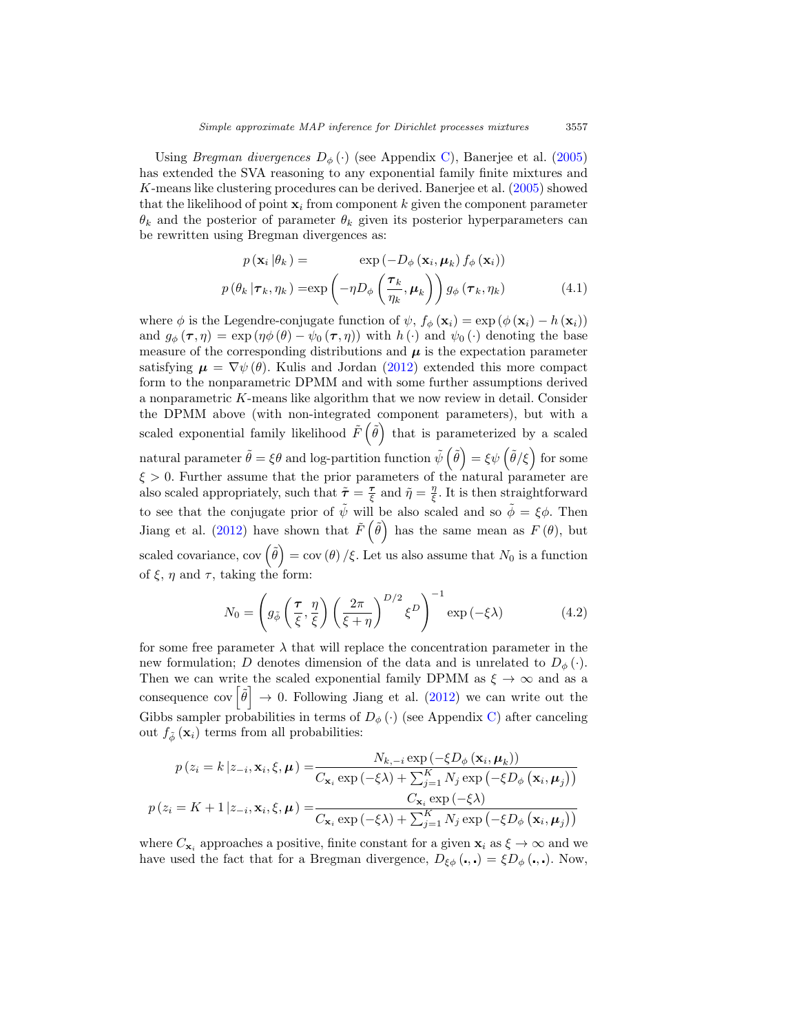Using *Bregman divergences* $D_{\phi}(\cdot)$ (see Appendix C), Banerjee et al. (2005) has extended the SVA reasoning to any exponential family finite mixtures and $K$-means like clustering procedures can be derived. Banerjee et al. (2005) showed that the likelihood of point $\mathbf{x}_i$ from component $k$ given the component parameter $\theta_k$ and the posterior of parameter $\theta_k$ given its posterior hyperparameters can be rewritten using Bregman divergences as:

$$
\begin{aligned}
p(\mathbf{x}_i | \theta_k) &= \exp\left(-D_{\phi}(\mathbf{x}_i, \boldsymbol{\mu}_k) f_{\phi}(\mathbf{x}_i)\right) \\
p(\theta_k | \boldsymbol{\tau}_k, \eta_k) &= \exp\left(-\eta D_{\phi}\left(\frac{\boldsymbol{\tau}_k}{\eta_k}, \boldsymbol{\mu}_k\right)\right) g_{\phi}(\boldsymbol{\tau}_k, \eta_k)
\end{aligned}
\tag{4.1}
$$

where $\phi$ is the Legendre-conjugate function of $\psi$, $f_{\phi}(\mathbf{x}_i) = \exp(\phi(\mathbf{x}_i) - h(\mathbf{x}_i))$ and $g_{\phi}(\boldsymbol{\tau}, \eta) = \exp(\eta\phi(\theta) - \psi_0(\boldsymbol{\tau}, \eta))$ with $h(\cdot)$ and $\psi_0(\cdot)$ denoting the base measure of the corresponding distributions and $\boldsymbol{\mu}$ is the expectation parameter satisfying $\boldsymbol{\mu} = \nabla\psi(\theta)$. Kulis and Jordan (2012) extended this more compact form to the nonparametric DPMM and with some further assumptions derived a nonparametric $K$-means like algorithm that we now review in detail. Consider the DPMM above (with non-integrated component parameters), but with a scaled exponential family likelihood $\tilde{F}\left(\tilde{\theta}\right)$ that is parameterized by a scaled natural parameter $\tilde{\theta} = \xi\theta$ and log-partition function $\tilde{\psi}\left(\tilde{\theta}\right) = \xi\psi\left(\tilde{\theta}/\xi\right)$ for some $\xi > 0$. Further assume that the prior parameters of the natural parameter are also scaled appropriately, such that $\tilde{\boldsymbol{\tau}} = \frac{\boldsymbol{\tau}}{\xi}$ and $\tilde{\eta} = \frac{\eta}{\xi}$. It is then straightforward to see that the conjugate prior of $\tilde{\psi}$ will be also scaled and so $\tilde{\phi} = \xi\phi$. Then Jiang et al. (2012) have shown that $\tilde{F}\left(\tilde{\theta}\right)$ has the same mean as $F(\theta)$, but scaled covariance, $\operatorname{cov}\left(\tilde{\theta}\right) = \operatorname{cov}(\theta)/\xi$. Let us also assume that $N_0$ is a function of $\xi$, $\eta$ and $\tau$, taking the form:

$$
N_0 = \left(g_{\tilde{\phi}}\left(\frac{\boldsymbol{\tau}}{\xi}, \frac{\eta}{\xi}\right)\left(\frac{2\pi}{\xi + \eta}\right)^{D/2}\xi^{D}\right)^{-1}\exp(-\xi\lambda)
\tag{4.2}
$$

for some free parameter $\lambda$ that will replace the concentration parameter in the new formulation; $D$ denotes dimension of the data and is unrelated to $D_{\phi}(\cdot)$. Then we can write the scaled exponential family DPMM as $\xi \to \infty$ and as a consequence $\operatorname{cov}\left[\tilde{\theta}\right] \to 0$. Following Jiang et al. (2012) we can write out the Gibbs sampler probabilities in terms of $D_{\phi}(\cdot)$ (see Appendix C) after canceling out $f_{\tilde{\phi}}(\mathbf{x}_i)$ terms from all probabilities:

$$
\begin{aligned}
p(z_i = k | z_{-i}, \mathbf{x}_i, \xi, \boldsymbol{\mu}) &= \frac{N_{k,-i}\exp\left(-\xi D_{\phi}(\mathbf{x}_i, \boldsymbol{\mu}_k)\right)}{C_{\mathbf{x}_i}\exp(-\xi\lambda) + \sum_{j=1}^{K} N_j \exp\left(-\xi D_{\phi}\left(\mathbf{x}_i, \boldsymbol{\mu}_j\right)\right)} \\
p(z_i = K+1 | z_{-i}, \mathbf{x}_i, \xi, \boldsymbol{\mu}) &= \frac{C_{\mathbf{x}_i}\exp(-\xi\lambda)}{C_{\mathbf{x}_i}\exp(-\xi\lambda) + \sum_{j=1}^{K} N_j \exp\left(-\xi D_{\phi}\left(\mathbf{x}_i, \boldsymbol{\mu}_j\right)\right)}
\end{aligned}
$$

where $C_{\mathbf{x}_i}$ approaches a positive, finite constant for a given $\mathbf{x}_i$ as $\xi \to \infty$ and we have used the fact that for a Bregman divergence, $D_{\xi\phi}(.,.) = \xi D_{\phi}(.,.)$. Now,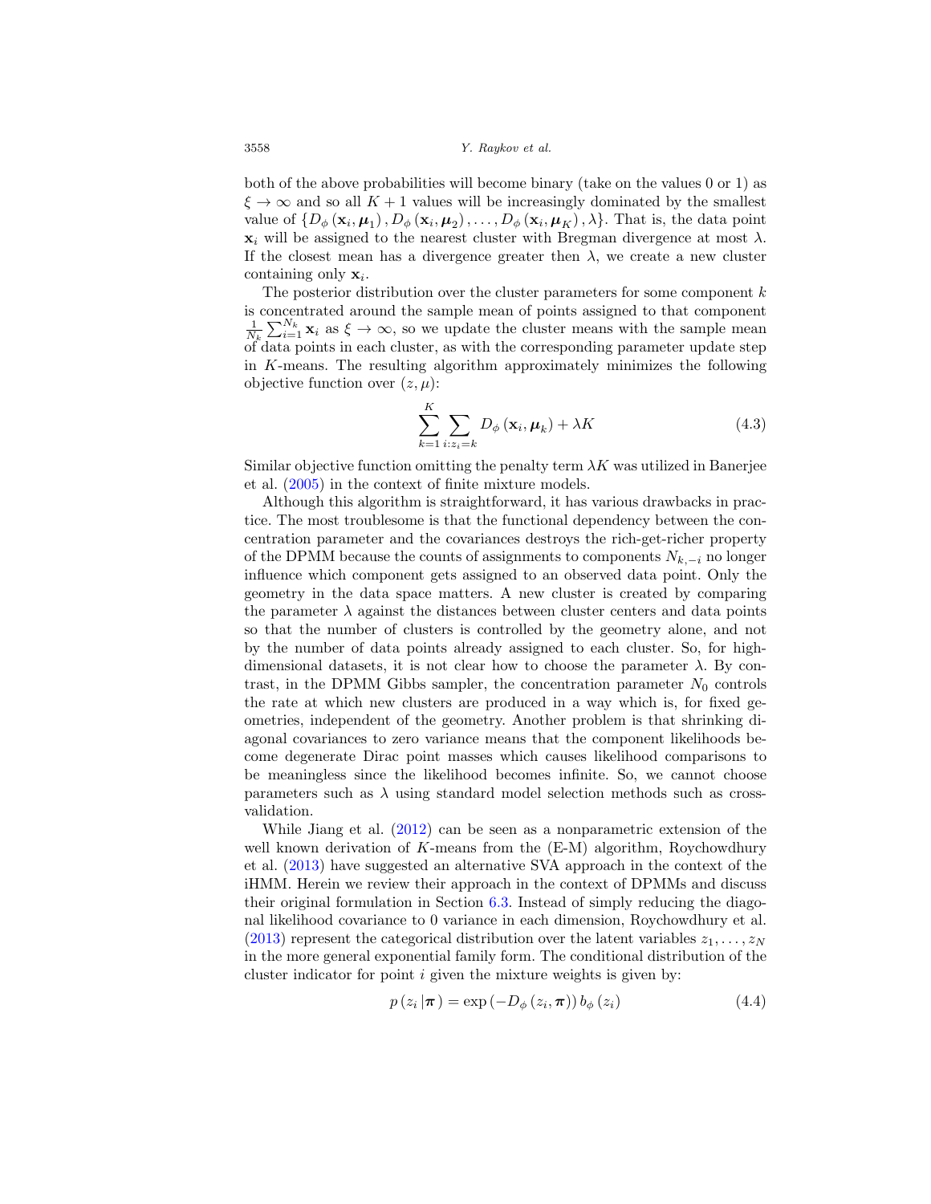both of the above probabilities will become binary (take on the values 0 or 1) as $\xi \to \infty$ and so all $K + 1$ values will be increasingly dominated by the smallest value of $\{D_\phi(\mathbf{x}_i, \boldsymbol{\mu}_1), D_\phi(\mathbf{x}_i, \boldsymbol{\mu}_2), \ldots, D_\phi(\mathbf{x}_i, \boldsymbol{\mu}_K), \lambda\}$. That is, the data point $\mathbf{x}_i$ will be assigned to the nearest cluster with Bregman divergence at most $\lambda$. If the closest mean has a divergence greater then $\lambda$, we create a new cluster containing only $\mathbf{x}_i$.

The posterior distribution over the cluster parameters for some component $k$ is concentrated around the sample mean of points assigned to that component $\frac{1}{N_k}\sum_{i=1}^{N_k}\mathbf{x}_i$ as $\xi \to \infty$, so we update the cluster means with the sample mean of data points in each cluster, as with the corresponding parameter update step in $K$-means. The resulting algorithm approximately minimizes the following objective function over $(z, \mu)$:

$$\sum_{k=1}^{K}\sum_{i:z_i=k} D_\phi(\mathbf{x}_i, \boldsymbol{\mu}_k) + \lambda K \tag{4.3}$$

Similar objective function omitting the penalty term $\lambda K$ was utilized in Banerjee et al. (2005) in the context of finite mixture models.

Although this algorithm is straightforward, it has various drawbacks in practice. The most troublesome is that the functional dependency between the concentration parameter and the covariances destroys the rich-get-richer property of the DPMM because the counts of assignments to components $N_{k,-i}$ no longer influence which component gets assigned to an observed data point. Only the geometry in the data space matters. A new cluster is created by comparing the parameter $\lambda$ against the distances between cluster centers and data points so that the number of clusters is controlled by the geometry alone, and not by the number of data points already assigned to each cluster. So, for high-dimensional datasets, it is not clear how to choose the parameter $\lambda$. By contrast, in the DPMM Gibbs sampler, the concentration parameter $N_0$ controls the rate at which new clusters are produced in a way which is, for fixed geometries, independent of the geometry. Another problem is that shrinking diagonal covariances to zero variance means that the component likelihoods become degenerate Dirac point masses which causes likelihood comparisons to be meaningless since the likelihood becomes infinite. So, we cannot choose parameters such as $\lambda$ using standard model selection methods such as cross-validation.

While Jiang et al. (2012) can be seen as a nonparametric extension of the well known derivation of $K$-means from the (E-M) algorithm, Roychowdhury et al. (2013) have suggested an alternative SVA approach in the context of the iHMM. Herein we review their approach in the context of DPMMs and discuss their original formulation in Section 6.3. Instead of simply reducing the diagonal likelihood covariance to 0 variance in each dimension, Roychowdhury et al. (2013) represent the categorical distribution over the latent variables $z_1, \ldots, z_N$ in the more general exponential family form. The conditional distribution of the cluster indicator for point $i$ given the mixture weights is given by:

$$p(z_i \,|\boldsymbol{\pi}) = \exp(-D_\phi(z_i, \boldsymbol{\pi}))\, b_\phi(z_i) \tag{4.4}$$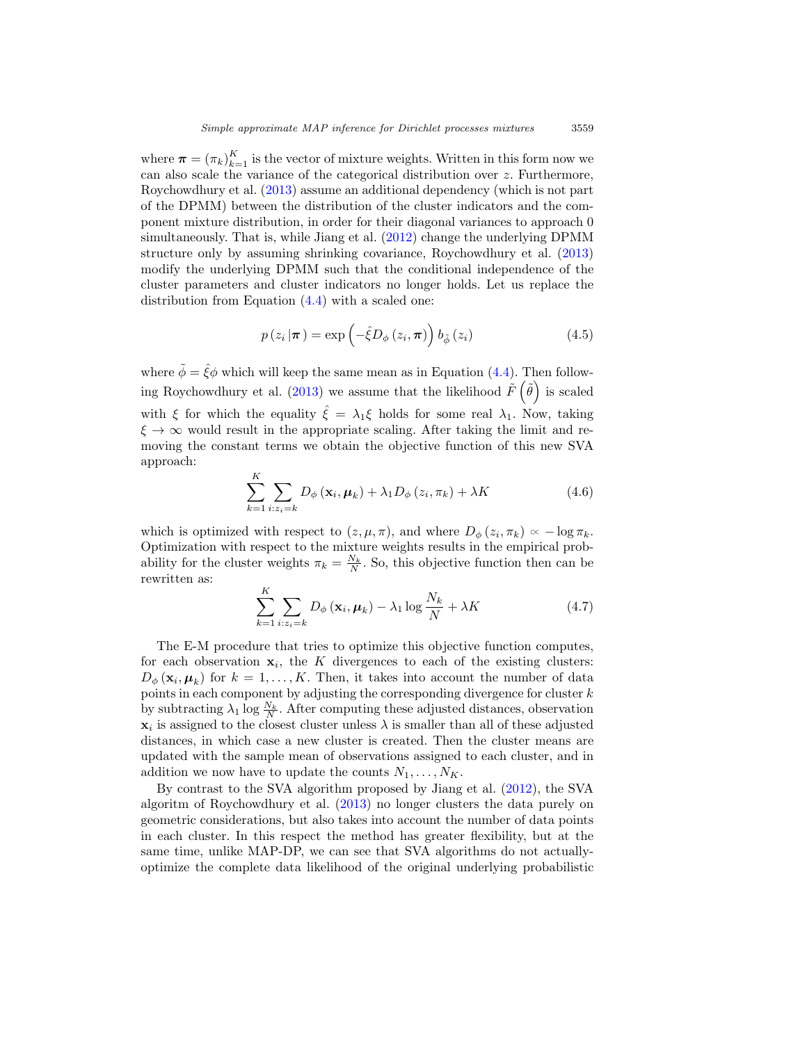where $\boldsymbol{\pi} = (\pi_k)_{k=1}^{K}$ is the vector of mixture weights. Written in this form now we can also scale the variance of the categorical distribution over $z$. Furthermore, Roychowdhury et al. (2013) assume an additional dependency (which is not part of the DPMM) between the distribution of the cluster indicators and the component mixture distribution, in order for their diagonal variances to approach 0 simultaneously. That is, while Jiang et al. (2012) change the underlying DPMM structure only by assuming shrinking covariance, Roychowdhury et al. (2013) modify the underlying DPMM such that the conditional independence of the cluster parameters and cluster indicators no longer holds. Let us replace the distribution from Equation (4.4) with a scaled one:

$$p(z_i \,|\boldsymbol{\pi}) = \exp\left(-\hat{\xi} D_{\phi}(z_i, \boldsymbol{\pi})\right) b_{\tilde{\phi}}(z_i) \tag{4.5}$$

where $\tilde{\phi} = \hat{\xi}\phi$ which will keep the same mean as in Equation (4.4). Then following Roychowdhury et al. (2013) we assume that the likelihood $\tilde{F}\left(\tilde{\theta}\right)$ is scaled with $\xi$ for which the equality $\hat{\xi} = \lambda_1 \xi$ holds for some real $\lambda_1$. Now, taking $\xi \to \infty$ would result in the appropriate scaling. After taking the limit and removing the constant terms we obtain the objective function of this new SVA approach:

$$\sum_{k=1}^{K} \sum_{i:z_i=k} D_{\phi}(\mathbf{x}_i, \boldsymbol{\mu}_k) + \lambda_1 D_{\phi}(z_i, \pi_k) + \lambda K \tag{4.6}$$

which is optimized with respect to $(z, \mu, \pi)$, and where $D_{\phi}(z_i, \pi_k) \propto -\log \pi_k$. Optimization with respect to the mixture weights results in the empirical probability for the cluster weights $\pi_k = \frac{N_k}{N}$. So, this objective function then can be rewritten as:

$$\sum_{k=1}^{K} \sum_{i:z_i=k} D_{\phi}(\mathbf{x}_i, \boldsymbol{\mu}_k) - \lambda_1 \log \frac{N_k}{N} + \lambda K \tag{4.7}$$

The E-M procedure that tries to optimize this objective function computes, for each observation $\mathbf{x}_i$, the $K$ divergences to each of the existing clusters: $D_{\phi}(\mathbf{x}_i, \boldsymbol{\mu}_k)$ for $k = 1, \ldots, K$. Then, it takes into account the number of data points in each component by adjusting the corresponding divergence for cluster $k$ by subtracting $\lambda_1 \log \frac{N_k}{N}$. After computing these adjusted distances, observation $\mathbf{x}_i$ is assigned to the closest cluster unless $\lambda$ is smaller than all of these adjusted distances, in which case a new cluster is created. Then the cluster means are updated with the sample mean of observations assigned to each cluster, and in addition we now have to update the counts $N_1, \ldots, N_K$.

By contrast to the SVA algorithm proposed by Jiang et al. (2012), the SVA algoritm of Roychowdhury et al. (2013) no longer clusters the data purely on geometric considerations, but also takes into account the number of data points in each cluster. In this respect the method has greater flexibility, but at the same time, unlike MAP-DP, we can see that SVA algorithms do not actually-optimize the complete data likelihood of the original underlying probabilistic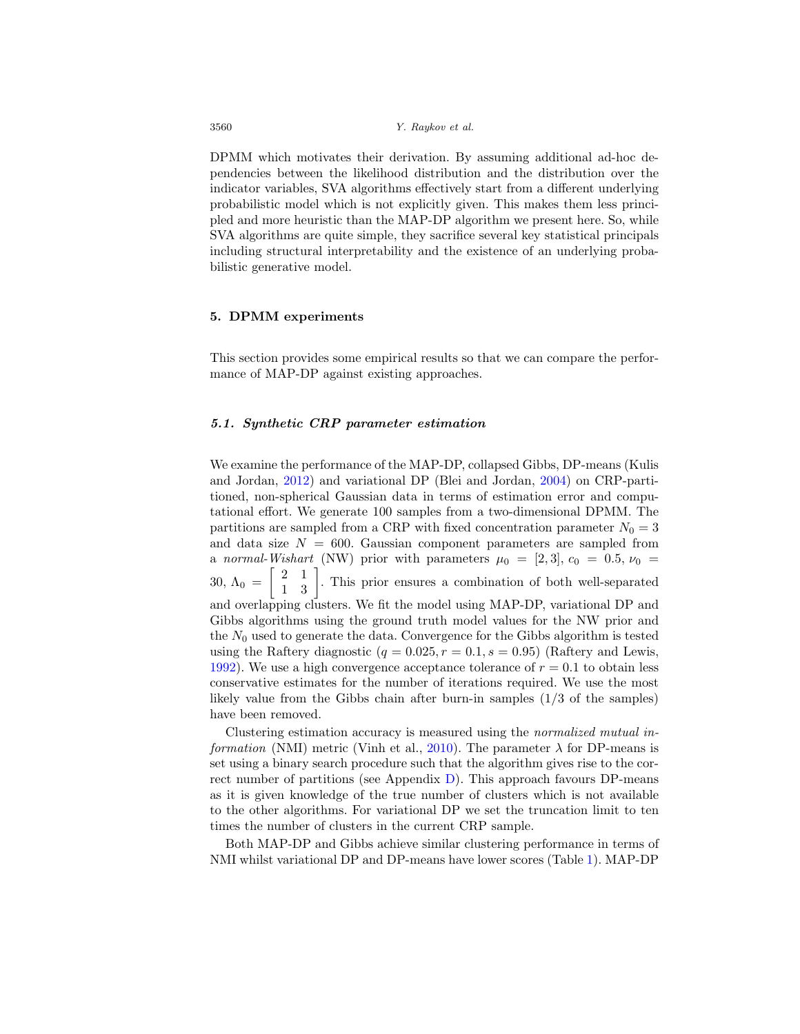DPMM which motivates their derivation. By assuming additional ad-hoc dependencies between the likelihood distribution and the distribution over the indicator variables, SVA algorithms effectively start from a different underlying probabilistic model which is not explicitly given. This makes them less principled and more heuristic than the MAP-DP algorithm we present here. So, while SVA algorithms are quite simple, they sacrifice several key statistical principals including structural interpretability and the existence of an underlying probabilistic generative model.

## 5. DPMM experiments

This section provides some empirical results so that we can compare the performance of MAP-DP against existing approaches.

### *5.1. Synthetic CRP parameter estimation*

We examine the performance of the MAP-DP, collapsed Gibbs, DP-means (Kulis and Jordan, 2012) and variational DP (Blei and Jordan, 2004) on CRP-partitioned, non-spherical Gaussian data in terms of estimation error and computational effort. We generate 100 samples from a two-dimensional DPMM. The partitions are sampled from a CRP with fixed concentration parameter $N_0 = 3$ and data size $N = 600$. Gaussian component parameters are sampled from a *normal-Wishart* (NW) prior with parameters $\mu_0 = [2, 3]$, $c_0 = 0.5$, $\nu_0 = 30$, $\Lambda_0 = \begin{bmatrix} 2 & 1 \\ 1 & 3 \end{bmatrix}$. This prior ensures a combination of both well-separated and overlapping clusters. We fit the model using MAP-DP, variational DP and Gibbs algorithms using the ground truth model values for the NW prior and the $N_0$ used to generate the data. Convergence for the Gibbs algorithm is tested using the Raftery diagnostic ($q = 0.025, r = 0.1, s = 0.95$) (Raftery and Lewis, 1992). We use a high convergence acceptance tolerance of $r = 0.1$ to obtain less conservative estimates for the number of iterations required. We use the most likely value from the Gibbs chain after burn-in samples (1/3 of the samples) have been removed.

Clustering estimation accuracy is measured using the *normalized mutual information* (NMI) metric (Vinh et al., 2010). The parameter $\lambda$ for DP-means is set using a binary search procedure such that the algorithm gives rise to the correct number of partitions (see Appendix D). This approach favours DP-means as it is given knowledge of the true number of clusters which is not available to the other algorithms. For variational DP we set the truncation limit to ten times the number of clusters in the current CRP sample.

Both MAP-DP and Gibbs achieve similar clustering performance in terms of NMI whilst variational DP and DP-means have lower scores (Table 1). MAP-DP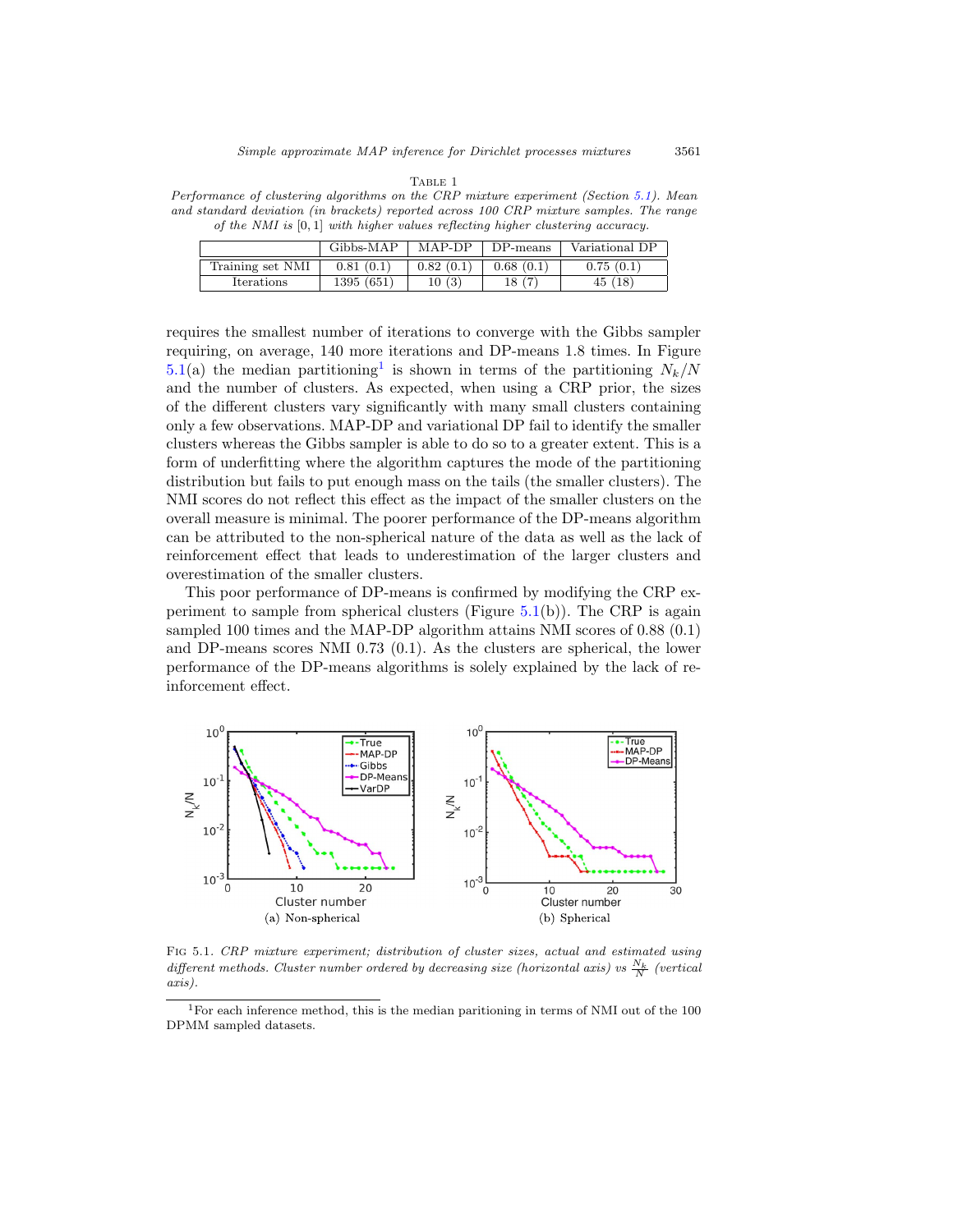Table 1

*Performance of clustering algorithms on the CRP mixture experiment (Section 5.1). Mean and standard deviation (in brackets) reported across 100 CRP mixture samples. The range of the NMI is $[0, 1]$ with higher values reflecting higher clustering accuracy.*

| | Gibbs-MAP | MAP-DP | DP-means | Variational DP |
|---|---|---|---|---|
| Training set NMI | 0.81 (0.1) | 0.82 (0.1) | 0.68 (0.1) | 0.75 (0.1) |
| Iterations | 1395 (651) | 10 (3) | 18 (7) | 45 (18) |

requires the smallest number of iterations to converge with the Gibbs sampler requiring, on average, 140 more iterations and DP-means 1.8 times. In Figure 5.1(a) the median partitioning[1] is shown in terms of the partitioning $N_k/N$ and the number of clusters. As expected, when using a CRP prior, the sizes of the different clusters vary significantly with many small clusters containing only a few observations. MAP-DP and variational DP fail to identify the smaller clusters whereas the Gibbs sampler is able to do so to a greater extent. This is a form of underfitting where the algorithm captures the mode of the partitioning distribution but fails to put enough mass on the tails (the smaller clusters). The NMI scores do not reflect this effect as the impact of the smaller clusters on the overall measure is minimal. The poorer performance of the DP-means algorithm can be attributed to the non-spherical nature of the data as well as the lack of reinforcement effect that leads to underestimation of the larger clusters and overestimation of the smaller clusters.

This poor performance of DP-means is confirmed by modifying the CRP experiment to sample from spherical clusters (Figure 5.1(b)). The CRP is again sampled 100 times and the MAP-DP algorithm attains NMI scores of 0.88 (0.1) and DP-means scores NMI 0.73 (0.1). As the clusters are spherical, the lower performance of the DP-means algorithms is solely explained by the lack of reinforcement effect.

(a) Non-spherical (b) Spherical

Fig 5.1. *CRP mixture experiment; distribution of cluster sizes, actual and estimated using different methods. Cluster number ordered by decreasing size (horizontal axis) vs $\frac{N_k}{N}$ (vertical axis).*

[1] For each inference method, this is the median paritioning in terms of NMI out of the 100 DPMM sampled datasets.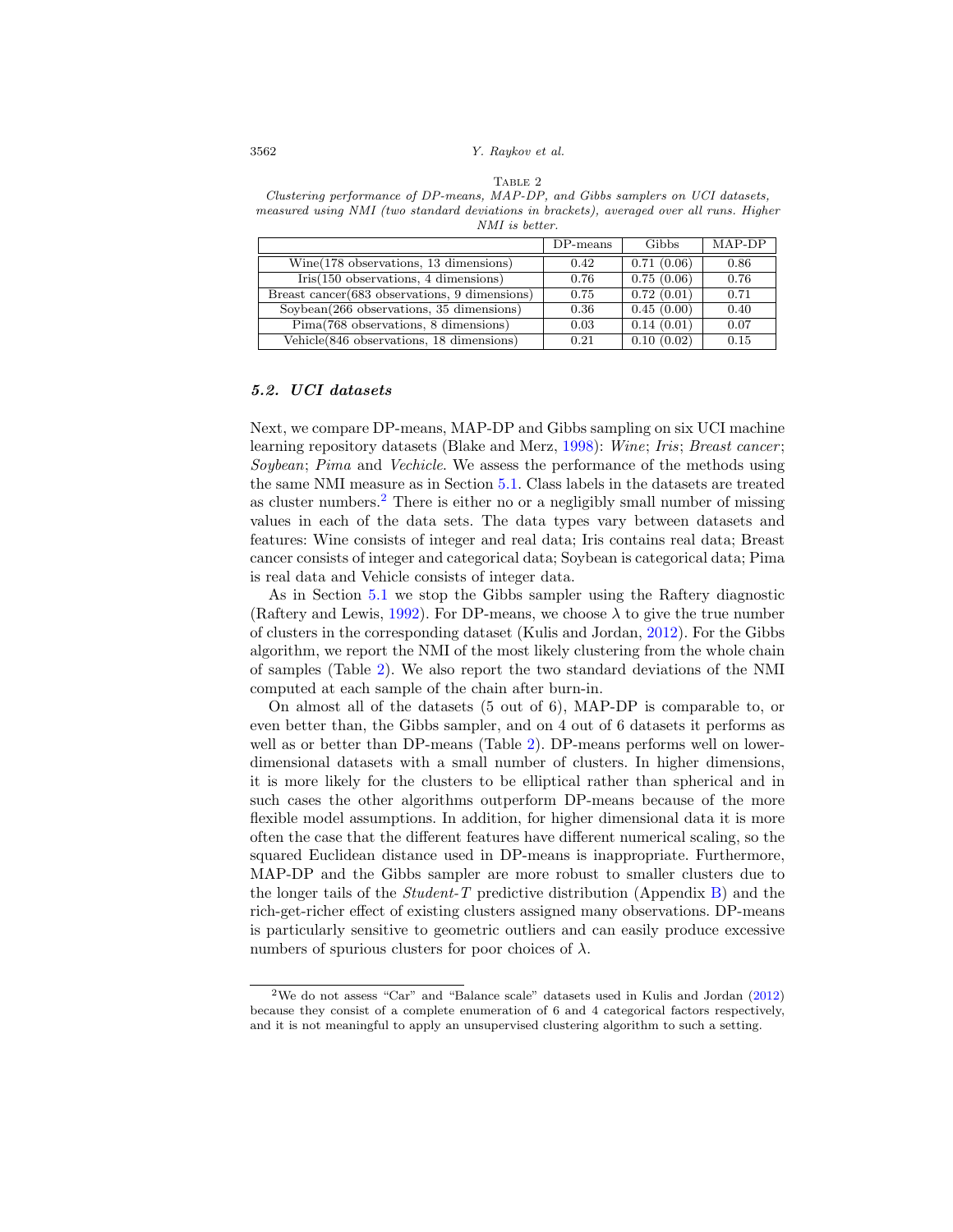Table 2

*Clustering performance of DP-means, MAP-DP, and Gibbs samplers on UCI datasets, measured using NMI (two standard deviations in brackets), averaged over all runs. Higher NMI is better.*

| | DP-means | Gibbs | MAP-DP |
|---|---|---|---|
| Wine(178 observations, 13 dimensions) | 0.42 | 0.71 (0.06) | 0.86 |
| Iris(150 observations, 4 dimensions) | 0.76 | 0.75 (0.06) | 0.76 |
| Breast cancer(683 observations, 9 dimensions) | 0.75 | 0.72 (0.01) | 0.71 |
| Soybean(266 observations, 35 dimensions) | 0.36 | 0.45 (0.00) | 0.40 |
| Pima(768 observations, 8 dimensions) | 0.03 | 0.14 (0.01) | 0.07 |
| Vehicle(846 observations, 18 dimensions) | 0.21 | 0.10 (0.02) | 0.15 |

### 5.2. UCI datasets

Next, we compare DP-means, MAP-DP and Gibbs sampling on six UCI machine learning repository datasets (Blake and Merz, 1998): *Wine*; *Iris*; *Breast cancer*; *Soybean*; *Pima* and *Vechicle*. We assess the performance of the methods using the same NMI measure as in Section 5.1. Class labels in the datasets are treated as cluster numbers.[2] There is either no or a negligibly small number of missing values in each of the data sets. The data types vary between datasets and features: Wine consists of integer and real data; Iris contains real data; Breast cancer consists of integer and categorical data; Soybean is categorical data; Pima is real data and Vehicle consists of integer data.

As in Section 5.1 we stop the Gibbs sampler using the Raftery diagnostic (Raftery and Lewis, 1992). For DP-means, we choose $\lambda$ to give the true number of clusters in the corresponding dataset (Kulis and Jordan, 2012). For the Gibbs algorithm, we report the NMI of the most likely clustering from the whole chain of samples (Table 2). We also report the two standard deviations of the NMI computed at each sample of the chain after burn-in.

On almost all of the datasets (5 out of 6), MAP-DP is comparable to, or even better than, the Gibbs sampler, and on 4 out of 6 datasets it performs as well as or better than DP-means (Table 2). DP-means performs well on lower-dimensional datasets with a small number of clusters. In higher dimensions, it is more likely for the clusters to be elliptical rather than spherical and in such cases the other algorithms outperform DP-means because of the more flexible model assumptions. In addition, for higher dimensional data it is more often the case that the different features have different numerical scaling, so the squared Euclidean distance used in DP-means is inappropriate. Furthermore, MAP-DP and the Gibbs sampler are more robust to smaller clusters due to the longer tails of the *Student-T* predictive distribution (Appendix B) and the rich-get-richer effect of existing clusters assigned many observations. DP-means is particularly sensitive to geometric outliers and can easily produce excessive numbers of spurious clusters for poor choices of $\lambda$.

[2] We do not assess "Car" and "Balance scale" datasets used in Kulis and Jordan (2012) because they consist of a complete enumeration of 6 and 4 categorical factors respectively, and it is not meaningful to apply an unsupervised clustering algorithm to such a setting.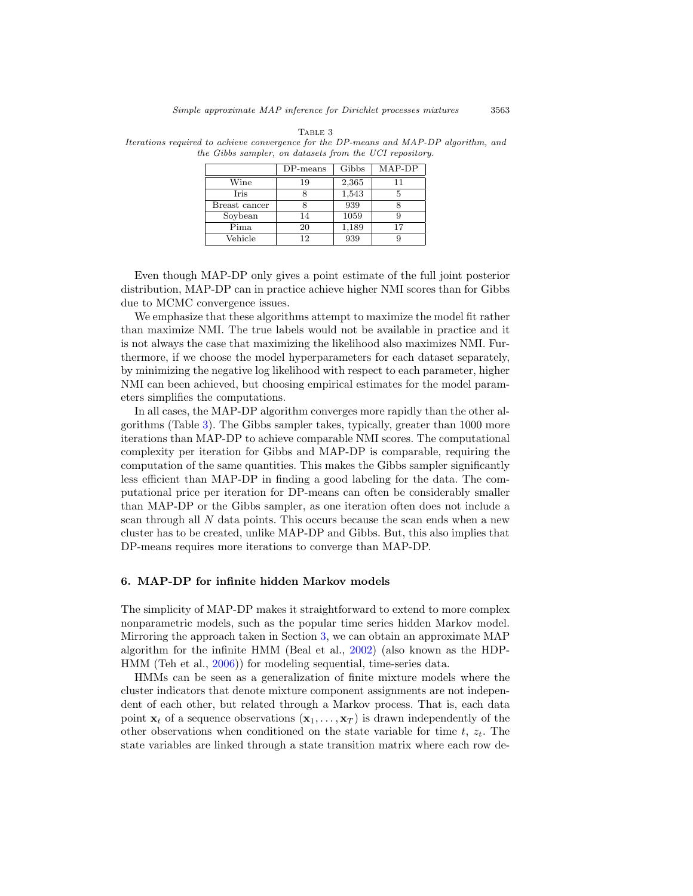Table 3
*Iterations required to achieve convergence for the DP-means and MAP-DP algorithm, and the Gibbs sampler, on datasets from the UCI repository.*

| | DP-means | Gibbs | MAP-DP |
|---|---|---|---|
| Wine | 19 | 2,365 | 11 |
| Iris | 8 | 1,543 | 5 |
| Breast cancer | 8 | 939 | 8 |
| Soybean | 14 | 1059 | 9 |
| Pima | 20 | 1,189 | 17 |
| Vehicle | 12 | 939 | 9 |

Even though MAP-DP only gives a point estimate of the full joint posterior distribution, MAP-DP can in practice achieve higher NMI scores than for Gibbs due to MCMC convergence issues.

We emphasize that these algorithms attempt to maximize the model fit rather than maximize NMI. The true labels would not be available in practice and it is not always the case that maximizing the likelihood also maximizes NMI. Furthermore, if we choose the model hyperparameters for each dataset separately, by minimizing the negative log likelihood with respect to each parameter, higher NMI can been achieved, but choosing empirical estimates for the model parameters simplifies the computations.

In all cases, the MAP-DP algorithm converges more rapidly than the other algorithms (Table 3). The Gibbs sampler takes, typically, greater than 1000 more iterations than MAP-DP to achieve comparable NMI scores. The computational complexity per iteration for Gibbs and MAP-DP is comparable, requiring the computation of the same quantities. This makes the Gibbs sampler significantly less efficient than MAP-DP in finding a good labeling for the data. The computational price per iteration for DP-means can often be considerably smaller than MAP-DP or the Gibbs sampler, as one iteration often does not include a scan through all $N$ data points. This occurs because the scan ends when a new cluster has to be created, unlike MAP-DP and Gibbs. But, this also implies that DP-means requires more iterations to converge than MAP-DP.

## 6. MAP-DP for infinite hidden Markov models

The simplicity of MAP-DP makes it straightforward to extend to more complex nonparametric models, such as the popular time series hidden Markov model. Mirroring the approach taken in Section 3, we can obtain an approximate MAP algorithm for the infinite HMM (Beal et al., 2002) (also known as the HDP-HMM (Teh et al., 2006)) for modeling sequential, time-series data.

HMMs can be seen as a generalization of finite mixture models where the cluster indicators that denote mixture component assignments are not independent of each other, but related through a Markov process. That is, each data point $\mathbf{x}_t$ of a sequence observations $(\mathbf{x}_1, \ldots, \mathbf{x}_T)$ is drawn independently of the other observations when conditioned on the state variable for time $t$, $z_t$. The state variables are linked through a state transition matrix where each row de-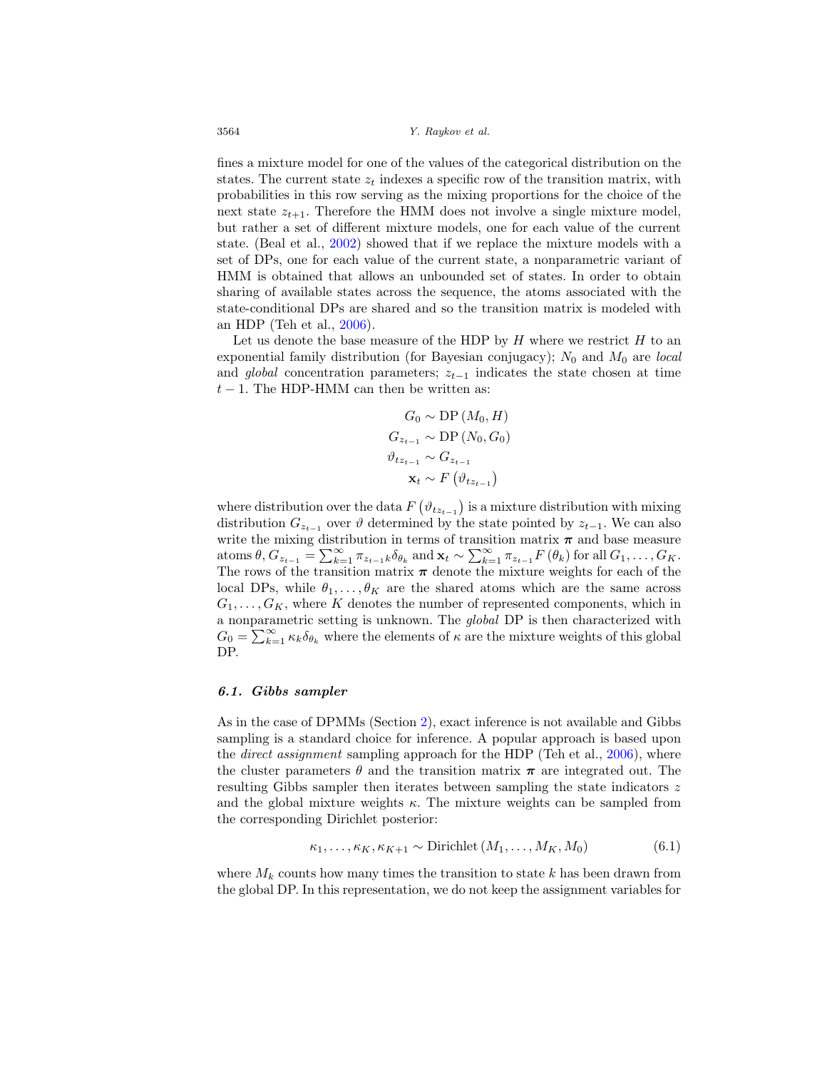fines a mixture model for one of the values of the categorical distribution on the states. The current state $z_t$ indexes a specific row of the transition matrix, with probabilities in this row serving as the mixing proportions for the choice of the next state $z_{t+1}$. Therefore the HMM does not involve a single mixture model, but rather a set of different mixture models, one for each value of the current state. (Beal et al., 2002) showed that if we replace the mixture models with a set of DPs, one for each value of the current state, a nonparametric variant of HMM is obtained that allows an unbounded set of states. In order to obtain sharing of available states across the sequence, the atoms associated with the state-conditional DPs are shared and so the transition matrix is modeled with an HDP (Teh et al., 2006).

Let us denote the base measure of the HDP by $H$ where we restrict $H$ to an exponential family distribution (for Bayesian conjugacy); $N_0$ and $M_0$ are *local* and *global* concentration parameters; $z_{t-1}$ indicates the state chosen at time $t-1$. The HDP-HMM can then be written as:

$$
\begin{aligned}
G_0 &\sim \mathrm{DP}\left(M_0, H\right) \\
G_{z_{t-1}} &\sim \mathrm{DP}\left(N_0, G_0\right) \\
\vartheta_{t z_{t-1}} &\sim G_{z_{t-1}} \\
\mathbf{x}_t &\sim F\left(\vartheta_{t z_{t-1}}\right)
\end{aligned}
$$

where distribution over the data $F\left(\vartheta_{t z_{t-1}}\right)$ is a mixture distribution with mixing distribution $G_{z_{t-1}}$ over $\vartheta$ determined by the state pointed by $z_{t-1}$. We can also write the mixing distribution in terms of transition matrix $\boldsymbol{\pi}$ and base measure atoms $\theta$, $G_{z_{t-1}} = \sum_{k=1}^{\infty} \pi_{z_{t-1}k} \delta_{\theta_k}$ and $\mathbf{x}_t \sim \sum_{k=1}^{\infty} \pi_{z_{t-1}} F\left(\theta_k\right)$ for all $G_1, \ldots, G_K$. The rows of the transition matrix $\boldsymbol{\pi}$ denote the mixture weights for each of the local DPs, while $\theta_1, \ldots, \theta_K$ are the shared atoms which are the same across $G_1, \ldots, G_K$, where $K$ denotes the number of represented components, which in a nonparametric setting is unknown. The *global* DP is then characterized with $G_0 = \sum_{k=1}^{\infty} \kappa_k \delta_{\theta_k}$ where the elements of $\kappa$ are the mixture weights of this global DP.

### 6.1. *Gibbs sampler*

As in the case of DPMMs (Section 2), exact inference is not available and Gibbs sampling is a standard choice for inference. A popular approach is based upon the *direct assignment* sampling approach for the HDP (Teh et al., 2006), where the cluster parameters $\theta$ and the transition matrix $\boldsymbol{\pi}$ are integrated out. The resulting Gibbs sampler then iterates between sampling the state indicators $z$ and the global mixture weights $\kappa$. The mixture weights can be sampled from the corresponding Dirichlet posterior:

$$
\kappa_1, \ldots, \kappa_K, \kappa_{K+1} \sim \mathrm{Dirichlet}\left(M_1, \ldots, M_K, M_0\right) \tag{6.1}
$$

where $M_k$ counts how many times the transition to state $k$ has been drawn from the global DP. In this representation, we do not keep the assignment variables for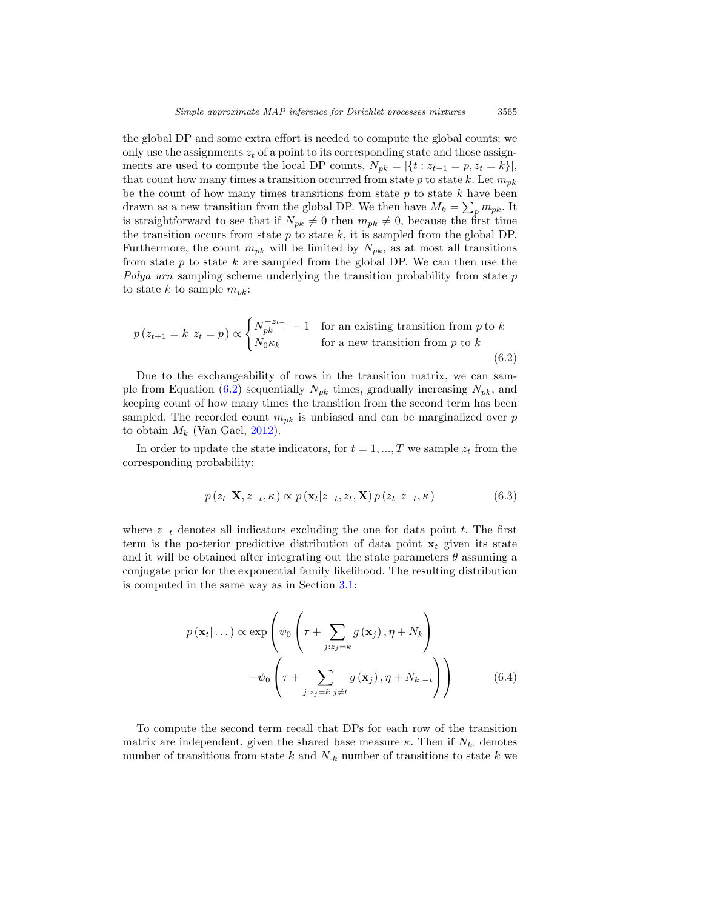the global DP and some extra effort is needed to compute the global counts; we only use the assignments $z_t$ of a point to its corresponding state and those assignments are used to compute the local DP counts, $N_{pk} = |\{t : z_{t-1} = p, z_t = k\}|$, that count how many times a transition occurred from state $p$ to state $k$. Let $m_{pk}$ be the count of how many times transitions from state $p$ to state $k$ have been drawn as a new transition from the global DP. We then have $M_k = \sum_p m_{pk}$. It is straightforward to see that if $N_{pk} \neq 0$ then $m_{pk} \neq 0$, because the first time the transition occurs from state $p$ to state $k$, it is sampled from the global DP. Furthermore, the count $m_{pk}$ will be limited by $N_{pk}$, as at most all transitions from state $p$ to state $k$ are sampled from the global DP. We can then use the *Polya urn* sampling scheme underlying the transition probability from state $p$ to state $k$ to sample $m_{pk}$:

$$p\left(z_{t+1} = k \,|z_t = p\right) \propto \begin{cases} N_{pk}^{-z_{t+1}} - 1 & \text{for an existing transition from } p \text{ to } k \\ N_0 \kappa_k & \text{for a new transition from } p \text{ to } k \end{cases} \tag{6.2}$$

Due to the exchangeability of rows in the transition matrix, we can sample from Equation (6.2) sequentially $N_{pk}$ times, gradually increasing $N_{pk}$, and keeping count of how many times the transition from the second term has been sampled. The recorded count $m_{pk}$ is unbiased and can be marginalized over $p$ to obtain $M_k$ (Van Gael, 2012).

In order to update the state indicators, for $t = 1, ..., T$ we sample $z_t$ from the corresponding probability:

$$p\left(z_t \,|\mathbf{X}, z_{-t}, \kappa\right) \propto p\left(\mathbf{x}_t | z_{-t}, z_t, \mathbf{X}\right) p\left(z_t \,|z_{-t}, \kappa\right) \tag{6.3}$$

where $z_{-t}$ denotes all indicators excluding the one for data point $t$. The first term is the posterior predictive distribution of data point $\mathbf{x}_t$ given its state and it will be obtained after integrating out the state parameters $\theta$ assuming a conjugate prior for the exponential family likelihood. The resulting distribution is computed in the same way as in Section 3.1:

$$\begin{aligned} p\left(\mathbf{x}_t | \dots\right) \propto \exp\Bigg(\psi_0\left(\tau + \sum_{j: z_j = k} g\left(\mathbf{x}_j\right), \eta + N_k\right) \\ -\psi_0\left(\tau + \sum_{j: z_j = k, j \neq t} g\left(\mathbf{x}_j\right), \eta + N_{k,-t}\right)\Bigg) \end{aligned} \tag{6.4}$$

To compute the second term recall that DPs for each row of the transition matrix are independent, given the shared base measure $\kappa$. Then if $N_{k\cdot}$ denotes number of transitions from state $k$ and $N_{\cdot k}$ number of transitions to state $k$ we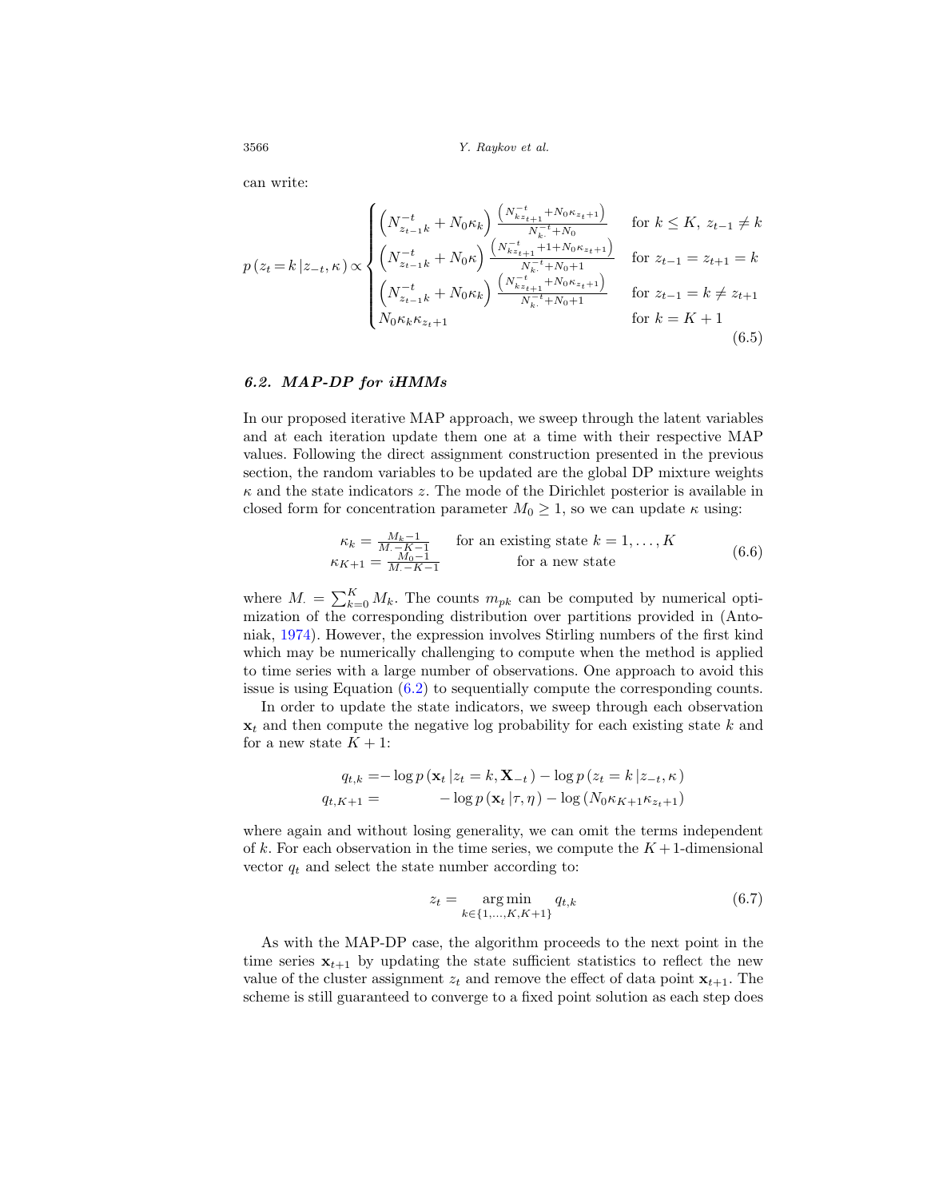can write:

$$
p\left(z_t = k \,|\, z_{-t}, \kappa\right) \propto \begin{cases} \left(N_{z_{t-1}k}^{-t} + N_0 \kappa_k\right) \frac{\left(N_{kz_{t+1}}^{-t} + N_0 \kappa_{z_{t+1}}\right)}{N_{k\cdot}^{-t} + N_0} & \text{for } k \leq K,\ z_{t-1} \neq k \\ \left(N_{z_{t-1}k}^{-t} + N_0 \kappa\right) \frac{\left(N_{kz_{t+1}}^{-t} + 1 + N_0 \kappa_{z_{t+1}}\right)}{N_{k\cdot}^{-t} + N_0 + 1} & \text{for } z_{t-1} = z_{t+1} = k \\ \left(N_{z_{t-1}k}^{-t} + N_0 \kappa_k\right) \frac{\left(N_{kz_{t+1}}^{-t} + N_0 \kappa_{z_{t+1}}\right)}{N_{k\cdot}^{-t} + N_0 + 1} & \text{for } z_{t-1} = k \neq z_{t+1} \\ N_0 \kappa_k \kappa_{z_t+1} & \text{for } k = K+1 \end{cases} \tag{6.5}
$$

### 6.2. MAP-DP for iHMMs

In our proposed iterative MAP approach, we sweep through the latent variables and at each iteration update them one at a time with their respective MAP values. Following the direct assignment construction presented in the previous section, the random variables to be updated are the global DP mixture weights $\kappa$ and the state indicators $z$. The mode of the Dirichlet posterior is available in closed form for concentration parameter $M_0 \geq 1$, so we can update $\kappa$ using:

$$
\begin{array}{ll} \kappa_k = \frac{M_k - 1}{M_\cdot - K - 1} & \text{for an existing state } k = 1, \ldots, K \\ \kappa_{K+1} = \frac{M_0 - 1}{M_\cdot - K - 1} & \text{for a new state} \end{array} \tag{6.6}
$$

where $M_\cdot = \sum_{k=0}^{K} M_k$. The counts $m_{pk}$ can be computed by numerical optimization of the corresponding distribution over partitions provided in (Antoniak, 1974). However, the expression involves Stirling numbers of the first kind which may be numerically challenging to compute when the method is applied to time series with a large number of observations. One approach to avoid this issue is using Equation (6.2) to sequentially compute the corresponding counts.

In order to update the state indicators, we sweep through each observation $\mathbf{x}_t$ and then compute the negative log probability for each existing state $k$ and for a new state $K+1$:

$$
\begin{aligned} q_{t,k} &= -\log p\left(\mathbf{x}_t \,|\, z_t = k, \mathbf{X}_{-t}\right) - \log p\left(z_t = k \,|\, z_{-t}, \kappa\right) \\ q_{t,K+1} &= \qquad\qquad -\log p\left(\mathbf{x}_t \,|\, \tau, \eta\right) - \log\left(N_0 \kappa_{K+1} \kappa_{z_t+1}\right) \end{aligned}
$$

where again and without losing generality, we can omit the terms independent of $k$. For each observation in the time series, we compute the $K+1$-dimensional vector $q_t$ and select the state number according to:

$$
z_t = \underset{k \in \{1, \ldots, K, K+1\}}{\arg\min}\ q_{t,k} \tag{6.7}
$$

As with the MAP-DP case, the algorithm proceeds to the next point in the time series $\mathbf{x}_{t+1}$ by updating the state sufficient statistics to reflect the new value of the cluster assignment $z_t$ and remove the effect of data point $\mathbf{x}_{t+1}$. The scheme is still guaranteed to converge to a fixed point solution as each step does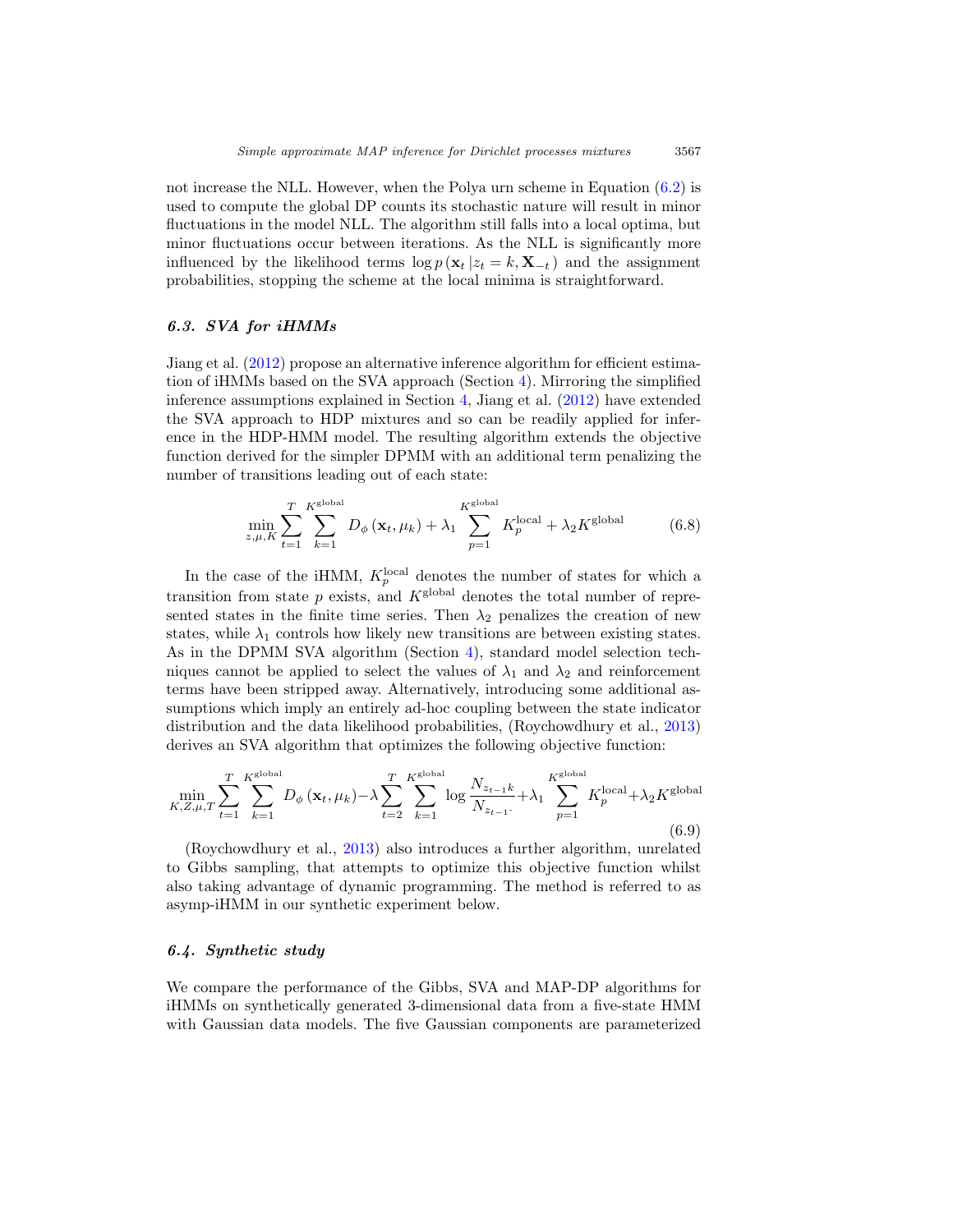not increase the NLL. However, when the Polya urn scheme in Equation (6.2) is used to compute the global DP counts its stochastic nature will result in minor fluctuations in the model NLL. The algorithm still falls into a local optima, but minor fluctuations occur between iterations. As the NLL is significantly more influenced by the likelihood terms $\log p\left(\mathbf{x}_t \left| z_t = k, \mathbf{X}_{-t}\right.\right)$ and the assignment probabilities, stopping the scheme at the local minima is straightforward.

### 6.3. SVA for iHMMs

Jiang et al. (2012) propose an alternative inference algorithm for efficient estimation of iHMMs based on the SVA approach (Section 4). Mirroring the simplified inference assumptions explained in Section 4, Jiang et al. (2012) have extended the SVA approach to HDP mixtures and so can be readily applied for inference in the HDP-HMM model. The resulting algorithm extends the objective function derived for the simpler DPMM with an additional term penalizing the number of transitions leading out of each state:

$$\min_{z,\mu,K} \sum_{t=1}^{T} \sum_{k=1}^{K^{\text{global}}} D_{\phi}\left(\mathbf{x}_t, \mu_k\right) + \lambda_1 \sum_{p=1}^{K^{\text{global}}} K_p^{\text{local}} + \lambda_2 K^{\text{global}} \tag{6.8}$$

In the case of the iHMM, $K_p^{\text{local}}$ denotes the number of states for which a transition from state $p$ exists, and $K^{\text{global}}$ denotes the total number of represented states in the finite time series. Then $\lambda_2$ penalizes the creation of new states, while $\lambda_1$ controls how likely new transitions are between existing states. As in the DPMM SVA algorithm (Section 4), standard model selection techniques cannot be applied to select the values of $\lambda_1$ and $\lambda_2$ and reinforcement terms have been stripped away. Alternatively, introducing some additional assumptions which imply an entirely ad-hoc coupling between the state indicator distribution and the data likelihood probabilities, (Roychowdhury et al., 2013) derives an SVA algorithm that optimizes the following objective function:

$$\min_{K,Z,\mu,T} \sum_{t=1}^{T} \sum_{k=1}^{K^{\text{global}}} D_{\phi}\left(\mathbf{x}_t, \mu_k\right) - \lambda \sum_{t=2}^{T} \sum_{k=1}^{K^{\text{global}}} \log \frac{N_{z_{t-1}k}}{N_{z_{t-1}\cdot}} + \lambda_1 \sum_{p=1}^{K^{\text{global}}} K_p^{\text{local}} + \lambda_2 K^{\text{global}} \tag{6.9}$$

(Roychowdhury et al., 2013) also introduces a further algorithm, unrelated to Gibbs sampling, that attempts to optimize this objective function whilst also taking advantage of dynamic programming. The method is referred to as asymp-iHMM in our synthetic experiment below.

### 6.4. Synthetic study

We compare the performance of the Gibbs, SVA and MAP-DP algorithms for iHMMs on synthetically generated 3-dimensional data from a five-state HMM with Gaussian data models. The five Gaussian components are parameterized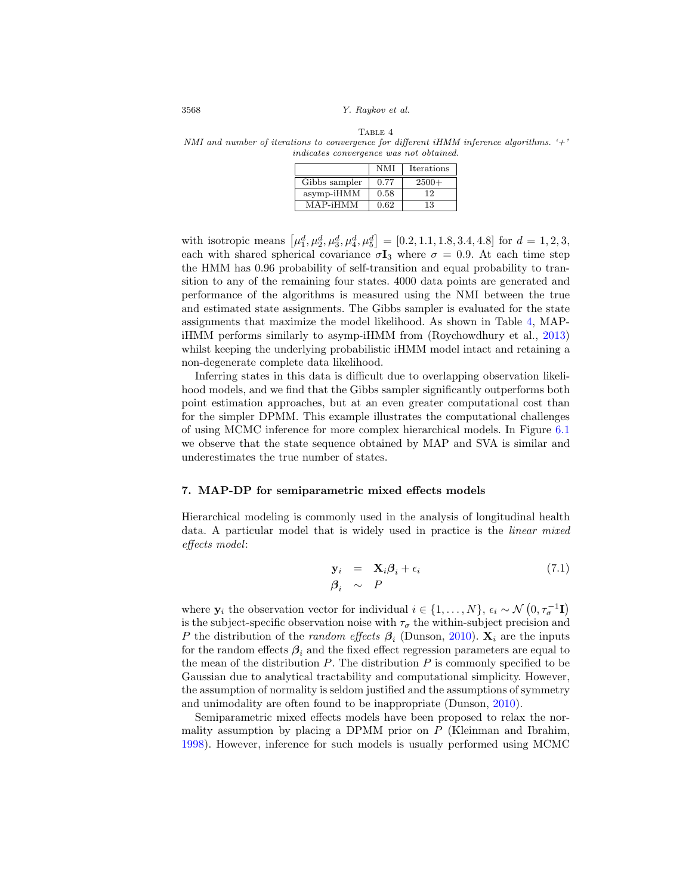Table 4
*NMI and number of iterations to convergence for different iHMM inference algorithms. '+' indicates convergence was not obtained.*

| | NMI | Iterations |
|---|---|---|
| Gibbs sampler | 0.77 | 2500+ |
| asymp-iHMM | 0.58 | 12 |
| MAP-iHMM | 0.62 | 13 |

with isotropic means $\left[\mu_1^d, \mu_2^d, \mu_3^d, \mu_4^d, \mu_5^d\right] = [0.2, 1.1, 1.8, 3.4, 4.8]$ for $d = 1, 2, 3$, each with shared spherical covariance $\sigma \mathbf{I}_3$ where $\sigma = 0.9$. At each time step the HMM has 0.96 probability of self-transition and equal probability to transition to any of the remaining four states. 4000 data points are generated and performance of the algorithms is measured using the NMI between the true and estimated state assignments. The Gibbs sampler is evaluated for the state assignments that maximize the model likelihood. As shown in Table 4, MAP-iHMM performs similarly to asymp-iHMM from (Roychowdhury et al., 2013) whilst keeping the underlying probabilistic iHMM model intact and retaining a non-degenerate complete data likelihood.

Inferring states in this data is difficult due to overlapping observation likelihood models, and we find that the Gibbs sampler significantly outperforms both point estimation approaches, but at an even greater computational cost than for the simpler DPMM. This example illustrates the computational challenges of using MCMC inference for more complex hierarchical models. In Figure 6.1 we observe that the state sequence obtained by MAP and SVA is similar and underestimates the true number of states.

## 7. MAP-DP for semiparametric mixed effects models

Hierarchical modeling is commonly used in the analysis of longitudinal health data. A particular model that is widely used in practice is the *linear mixed effects model*:

$$
\begin{aligned}
\mathbf{y}_i &= \mathbf{X}_i \boldsymbol{\beta}_i + \epsilon_i \\
\boldsymbol{\beta}_i &\sim P
\end{aligned}
\tag{7.1}
$$

where $\mathbf{y}_i$ the observation vector for individual $i \in \{1, \ldots, N\}$, $\epsilon_i \sim \mathcal{N}\left(0, \tau_\sigma^{-1}\mathbf{I}\right)$ is the subject-specific observation noise with $\tau_\sigma$ the within-subject precision and $P$ the distribution of the *random effects* $\boldsymbol{\beta}_i$ (Dunson, 2010). $\mathbf{X}_i$ are the inputs for the random effects $\boldsymbol{\beta}_i$ and the fixed effect regression parameters are equal to the mean of the distribution $P$. The distribution $P$ is commonly specified to be Gaussian due to analytical tractability and computational simplicity. However, the assumption of normality is seldom justified and the assumptions of symmetry and unimodality are often found to be inappropriate (Dunson, 2010).

Semiparametric mixed effects models have been proposed to relax the normality assumption by placing a DPMM prior on $P$ (Kleinman and Ibrahim, 1998). However, inference for such models is usually performed using MCMC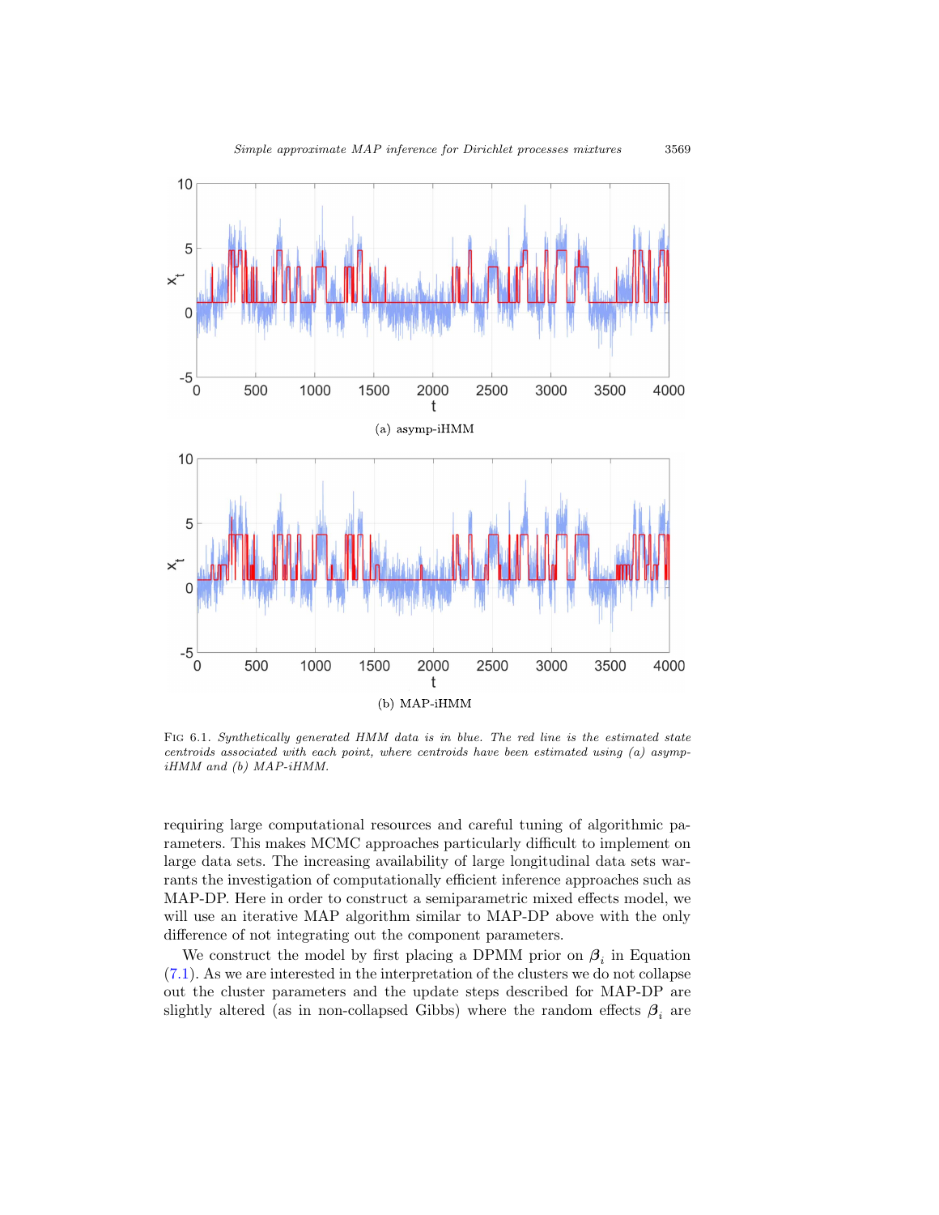(a) asymp-iHMM

(b) MAP-iHMM

Fig 6.1. *Synthetically generated HMM data is in blue. The red line is the estimated state centroids associated with each point, where centroids have been estimated using (a) asymp-iHMM and (b) MAP-iHMM.*

requiring large computational resources and careful tuning of algorithmic parameters. This makes MCMC approaches particularly difficult to implement on large data sets. The increasing availability of large longitudinal data sets warrants the investigation of computationally efficient inference approaches such as MAP-DP. Here in order to construct a semiparametric mixed effects model, we will use an iterative MAP algorithm similar to MAP-DP above with the only difference of not integrating out the component parameters.

We construct the model by first placing a DPMM prior on $\boldsymbol{\beta}_i$ in Equation (7.1). As we are interested in the interpretation of the clusters we do not collapse out the cluster parameters and the update steps described for MAP-DP are slightly altered (as in non-collapsed Gibbs) where the random effects $\boldsymbol{\beta}_i$ are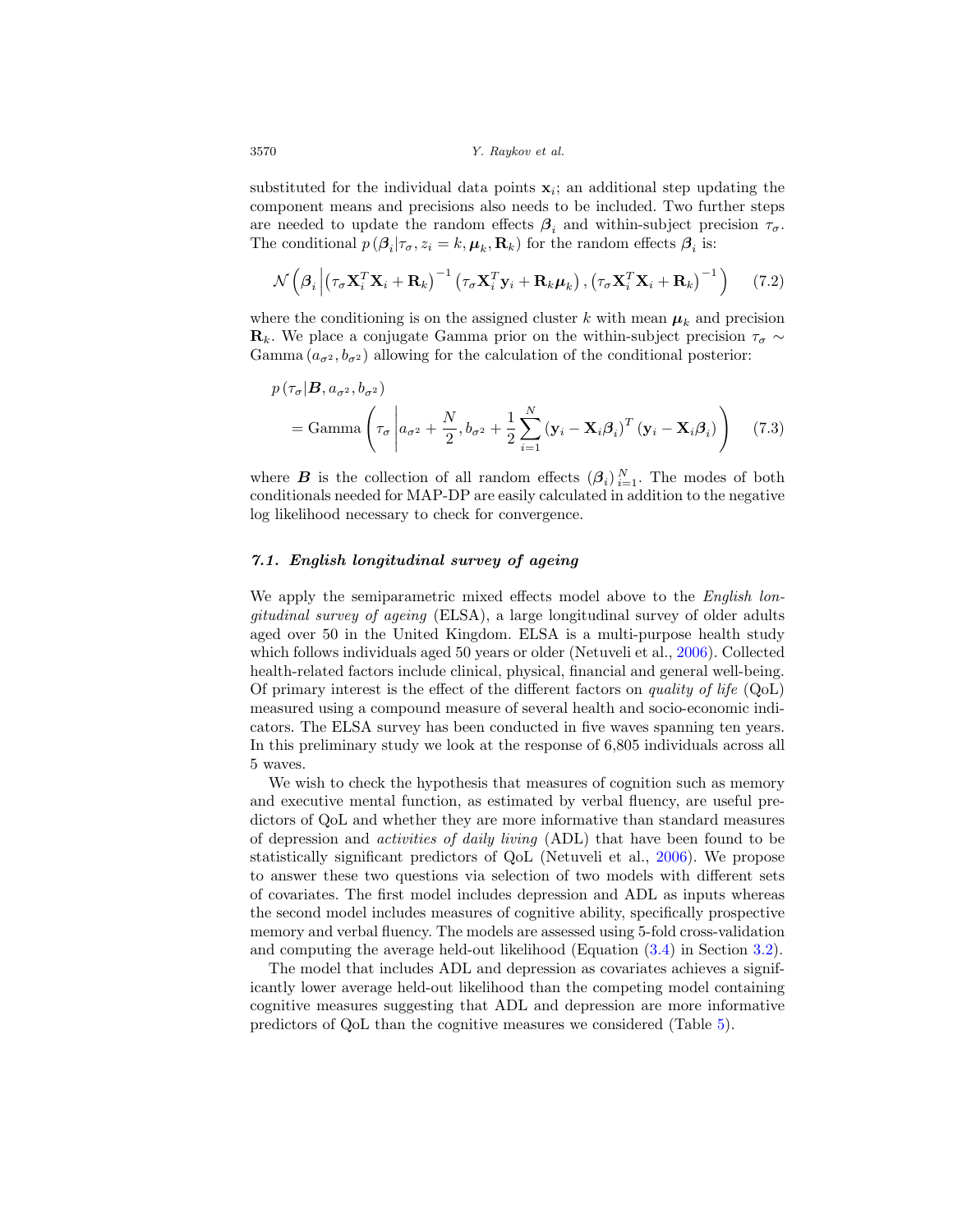substituted for the individual data points $\mathbf{x}_i$; an additional step updating the component means and precisions also needs to be included. Two further steps are needed to update the random effects $\boldsymbol{\beta}_i$ and within-subject precision $\tau_\sigma$. The conditional $p\left(\boldsymbol{\beta}_i | \tau_\sigma, z_i = k, \boldsymbol{\mu}_k, \mathbf{R}_k\right)$ for the random effects $\boldsymbol{\beta}_i$ is:

$$\mathcal{N}\left(\boldsymbol{\beta}_i \middle| \left(\tau_\sigma \mathbf{X}_i^T \mathbf{X}_i + \mathbf{R}_k\right)^{-1} \left(\tau_\sigma \mathbf{X}_i^T \mathbf{y}_i + \mathbf{R}_k \boldsymbol{\mu}_k\right), \left(\tau_\sigma \mathbf{X}_i^T \mathbf{X}_i + \mathbf{R}_k\right)^{-1}\right) \tag{7.2}$$

where the conditioning is on the assigned cluster $k$ with mean $\boldsymbol{\mu}_k$ and precision $\mathbf{R}_k$. We place a conjugate Gamma prior on the within-subject precision $\tau_\sigma \sim \text{Gamma}\left(a_{\sigma^2}, b_{\sigma^2}\right)$ allowing for the calculation of the conditional posterior:

$$\begin{aligned} & p\left(\tau_\sigma | \boldsymbol{B}, a_{\sigma^2}, b_{\sigma^2}\right) \\ & \quad = \text{Gamma}\left(\tau_\sigma \middle| a_{\sigma^2} + \frac{N}{2}, b_{\sigma^2} + \frac{1}{2}\sum_{i=1}^{N}\left(\mathbf{y}_i - \mathbf{X}_i \boldsymbol{\beta}_i\right)^T \left(\mathbf{y}_i - \mathbf{X}_i \boldsymbol{\beta}_i\right)\right) \end{aligned} \tag{7.3}$$

where $\boldsymbol{B}$ is the collection of all random effects $\left(\boldsymbol{\beta}_i\right)_{i=1}^{N}$. The modes of both conditionals needed for MAP-DP are easily calculated in addition to the negative log likelihood necessary to check for convergence.

### *7.1. English longitudinal survey of ageing*

We apply the semiparametric mixed effects model above to the *English longitudinal survey of ageing* (ELSA), a large longitudinal survey of older adults aged over 50 in the United Kingdom. ELSA is a multi-purpose health study which follows individuals aged 50 years or older (Netuveli et al., 2006). Collected health-related factors include clinical, physical, financial and general well-being. Of primary interest is the effect of the different factors on *quality of life* (QoL) measured using a compound measure of several health and socio-economic indicators. The ELSA survey has been conducted in five waves spanning ten years. In this preliminary study we look at the response of 6,805 individuals across all 5 waves.

We wish to check the hypothesis that measures of cognition such as memory and executive mental function, as estimated by verbal fluency, are useful predictors of QoL and whether they are more informative than standard measures of depression and *activities of daily living* (ADL) that have been found to be statistically significant predictors of QoL (Netuveli et al., 2006). We propose to answer these two questions via selection of two models with different sets of covariates. The first model includes depression and ADL as inputs whereas the second model includes measures of cognitive ability, specifically prospective memory and verbal fluency. The models are assessed using 5-fold cross-validation and computing the average held-out likelihood (Equation (3.4) in Section 3.2).

The model that includes ADL and depression as covariates achieves a significantly lower average held-out likelihood than the competing model containing cognitive measures suggesting that ADL and depression are more informative predictors of QoL than the cognitive measures we considered (Table 5).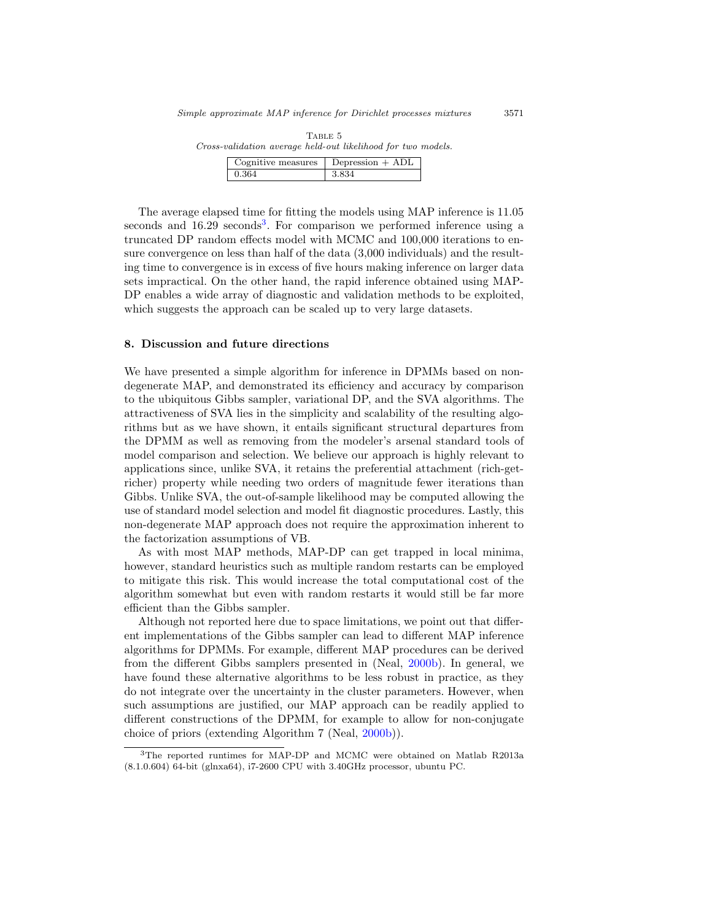Table 5
*Cross-validation average held-out likelihood for two models.*

| Cognitive measures | Depression + ADL |
|---|---|
| 0.364 | 3.834 |

The average elapsed time for fitting the models using MAP inference is 11.05 seconds and 16.29 seconds[3]. For comparison we performed inference using a truncated DP random effects model with MCMC and 100,000 iterations to ensure convergence on less than half of the data (3,000 individuals) and the resulting time to convergence is in excess of five hours making inference on larger data sets impractical. On the other hand, the rapid inference obtained using MAP-DP enables a wide array of diagnostic and validation methods to be exploited, which suggests the approach can be scaled up to very large datasets.

## 8. Discussion and future directions

We have presented a simple algorithm for inference in DPMMs based on non-degenerate MAP, and demonstrated its efficiency and accuracy by comparison to the ubiquitous Gibbs sampler, variational DP, and the SVA algorithms. The attractiveness of SVA lies in the simplicity and scalability of the resulting algorithms but as we have shown, it entails significant structural departures from the DPMM as well as removing from the modeler's arsenal standard tools of model comparison and selection. We believe our approach is highly relevant to applications since, unlike SVA, it retains the preferential attachment (rich-get-richer) property while needing two orders of magnitude fewer iterations than Gibbs. Unlike SVA, the out-of-sample likelihood may be computed allowing the use of standard model selection and model fit diagnostic procedures. Lastly, this non-degenerate MAP approach does not require the approximation inherent to the factorization assumptions of VB.

As with most MAP methods, MAP-DP can get trapped in local minima, however, standard heuristics such as multiple random restarts can be employed to mitigate this risk. This would increase the total computational cost of the algorithm somewhat but even with random restarts it would still be far more efficient than the Gibbs sampler.

Although not reported here due to space limitations, we point out that different implementations of the Gibbs sampler can lead to different MAP inference algorithms for DPMMs. For example, different MAP procedures can be derived from the different Gibbs samplers presented in (Neal, 2000b). In general, we have found these alternative algorithms to be less robust in practice, as they do not integrate over the uncertainty in the cluster parameters. However, when such assumptions are justified, our MAP approach can be readily applied to different constructions of the DPMM, for example to allow for non-conjugate choice of priors (extending Algorithm 7 (Neal, 2000b)).

[3]The reported runtimes for MAP-DP and MCMC were obtained on Matlab R2013a (8.1.0.604) 64-bit (glnxa64), i7-2600 CPU with 3.40GHz processor, ubuntu PC.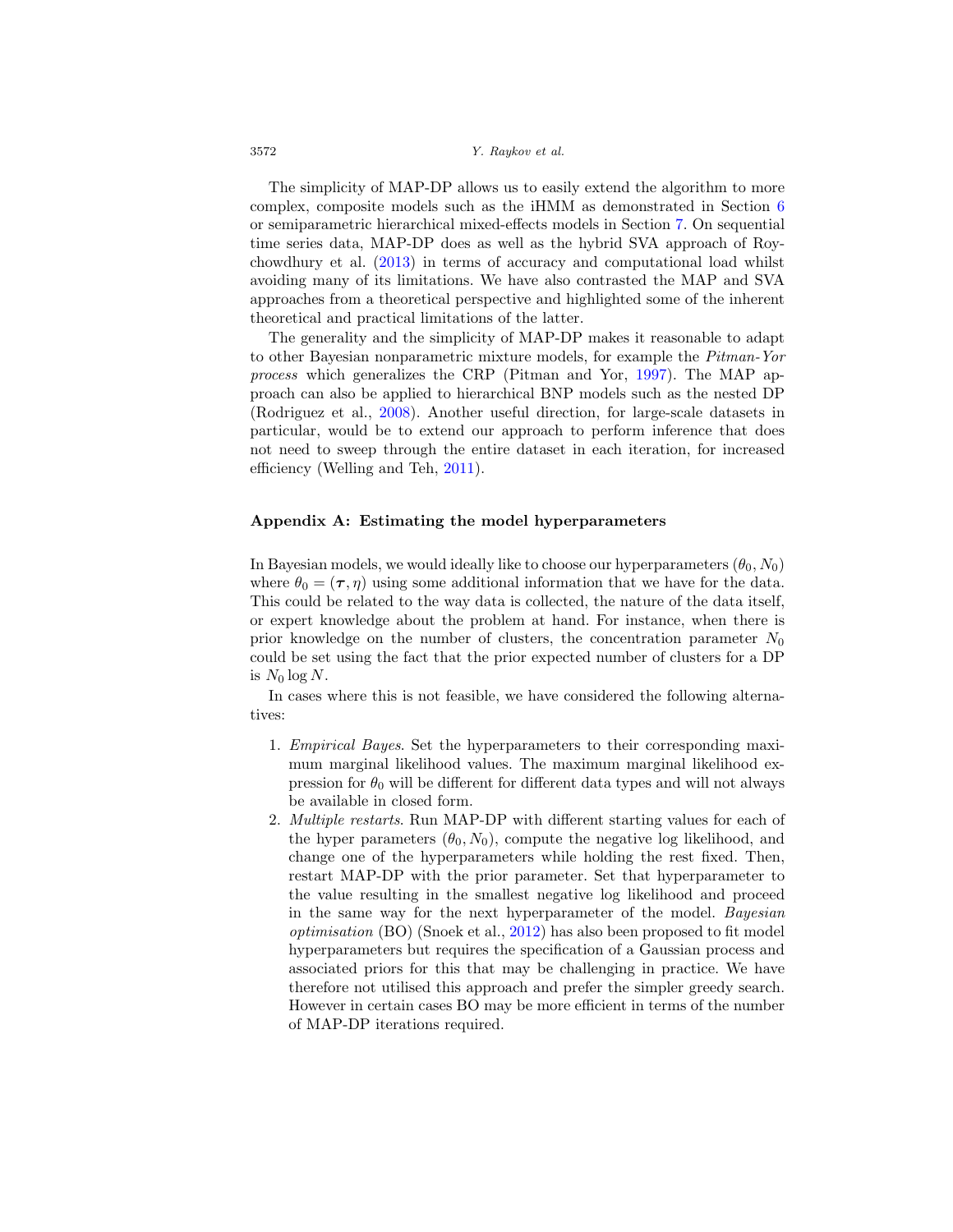The simplicity of MAP-DP allows us to easily extend the algorithm to more complex, composite models such as the iHMM as demonstrated in Section 6 or semiparametric hierarchical mixed-effects models in Section 7. On sequential time series data, MAP-DP does as well as the hybrid SVA approach of Roychowdhury et al. (2013) in terms of accuracy and computational load whilst avoiding many of its limitations. We have also contrasted the MAP and SVA approaches from a theoretical perspective and highlighted some of the inherent theoretical and practical limitations of the latter.

The generality and the simplicity of MAP-DP makes it reasonable to adapt to other Bayesian nonparametric mixture models, for example the *Pitman-Yor process* which generalizes the CRP (Pitman and Yor, 1997). The MAP approach can also be applied to hierarchical BNP models such as the nested DP (Rodriguez et al., 2008). Another useful direction, for large-scale datasets in particular, would be to extend our approach to perform inference that does not need to sweep through the entire dataset in each iteration, for increased efficiency (Welling and Teh, 2011).

## Appendix A: Estimating the model hyperparameters

In Bayesian models, we would ideally like to choose our hyperparameters $(\theta_0, N_0)$ where $\theta_0 = (\boldsymbol{\tau}, \eta)$ using some additional information that we have for the data. This could be related to the way data is collected, the nature of the data itself, or expert knowledge about the problem at hand. For instance, when there is prior knowledge on the number of clusters, the concentration parameter $N_0$ could be set using the fact that the prior expected number of clusters for a DP is $N_0 \log N$.

In cases where this is not feasible, we have considered the following alternatives:

1. *Empirical Bayes*. Set the hyperparameters to their corresponding maximum marginal likelihood values. The maximum marginal likelihood expression for $\theta_0$ will be different for different data types and will not always be available in closed form.
2. *Multiple restarts*. Run MAP-DP with different starting values for each of the hyper parameters $(\theta_0, N_0)$, compute the negative log likelihood, and change one of the hyperparameters while holding the rest fixed. Then, restart MAP-DP with the prior parameter. Set that hyperparameter to the value resulting in the smallest negative log likelihood and proceed in the same way for the next hyperparameter of the model. *Bayesian optimisation* (BO) (Snoek et al., 2012) has also been proposed to fit model hyperparameters but requires the specification of a Gaussian process and associated priors for this that may be challenging in practice. We have therefore not utilised this approach and prefer the simpler greedy search. However in certain cases BO may be more efficient in terms of the number of MAP-DP iterations required.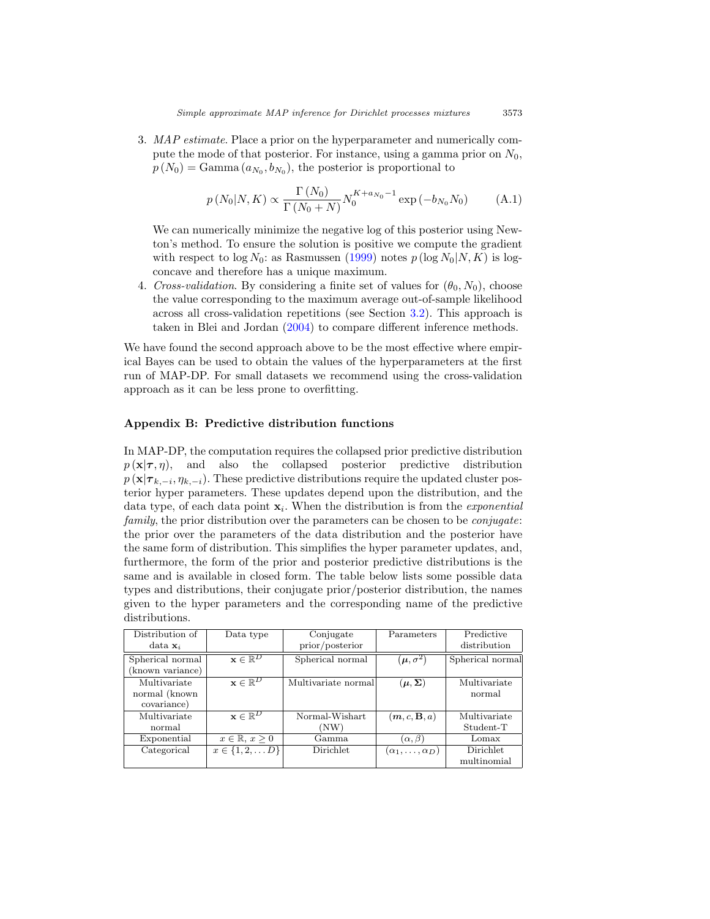3. *MAP estimate*. Place a prior on the hyperparameter and numerically compute the mode of that posterior. For instance, using a gamma prior on $N_0$, $p(N_0) = \text{Gamma}(a_{N_0}, b_{N_0})$, the posterior is proportional to

$$p(N_0|N, K) \propto \frac{\Gamma(N_0)}{\Gamma(N_0 + N)} N_0^{K + a_{N_0} - 1} \exp(-b_{N_0} N_0) \tag{A.1}$$

   We can numerically minimize the negative log of this posterior using Newton's method. To ensure the solution is positive we compute the gradient with respect to $\log N_0$: as Rasmussen (1999) notes $p(\log N_0|N, K)$ is log-concave and therefore has a unique maximum.

4. *Cross-validation*. By considering a finite set of values for $(\theta_0, N_0)$, choose the value corresponding to the maximum average out-of-sample likelihood across all cross-validation repetitions (see Section 3.2). This approach is taken in Blei and Jordan (2004) to compare different inference methods.

We have found the second approach above to be the most effective where empirical Bayes can be used to obtain the values of the hyperparameters at the first run of MAP-DP. For small datasets we recommend using the cross-validation approach as it can be less prone to overfitting.

## Appendix B: Predictive distribution functions

In MAP-DP, the computation requires the collapsed prior predictive distribution $p(\mathbf{x}|\boldsymbol{\tau}, \eta)$, and also the collapsed posterior predictive distribution $p(\mathbf{x}|\boldsymbol{\tau}_{k,-i}, \eta_{k,-i})$. These predictive distributions require the updated cluster posterior hyper parameters. These updates depend upon the distribution, and the data type, of each data point $\mathbf{x}_i$. When the distribution is from the *exponential family*, the prior distribution over the parameters can be chosen to be *conjugate*: the prior over the parameters of the data distribution and the posterior have the same form of distribution. This simplifies the hyper parameter updates, and, furthermore, the form of the prior and posterior predictive distributions is the same and is available in closed form. The table below lists some possible data types and distributions, their conjugate prior/posterior distribution, the names given to the hyper parameters and the corresponding name of the predictive distributions.

| Distribution of data $\mathbf{x}_i$ | Data type | Conjugate prior/posterior | Parameters | Predictive distribution |
|---|---|---|---|---|
| Spherical normal (known variance) | $\mathbf{x} \in \mathbb{R}^D$ | Spherical normal | $(\boldsymbol{\mu}, \sigma^2)$ | Spherical normal |
| Multivariate normal (known covariance) | $\mathbf{x} \in \mathbb{R}^D$ | Multivariate normal | $(\boldsymbol{\mu}, \boldsymbol{\Sigma})$ | Multivariate normal |
| Multivariate normal | $\mathbf{x} \in \mathbb{R}^D$ | Normal-Wishart (NW) | $(\boldsymbol{m}, c, \mathbf{B}, a)$ | Multivariate Student-T |
| Exponential | $x \in \mathbb{R}, x \geq 0$ | Gamma | $(\alpha, \beta)$ | Lomax |
| Categorical | $x \in \{1, 2, \ldots D\}$ | Dirichlet | $(\alpha_1, \ldots, \alpha_D)$ | Dirichlet multinomial |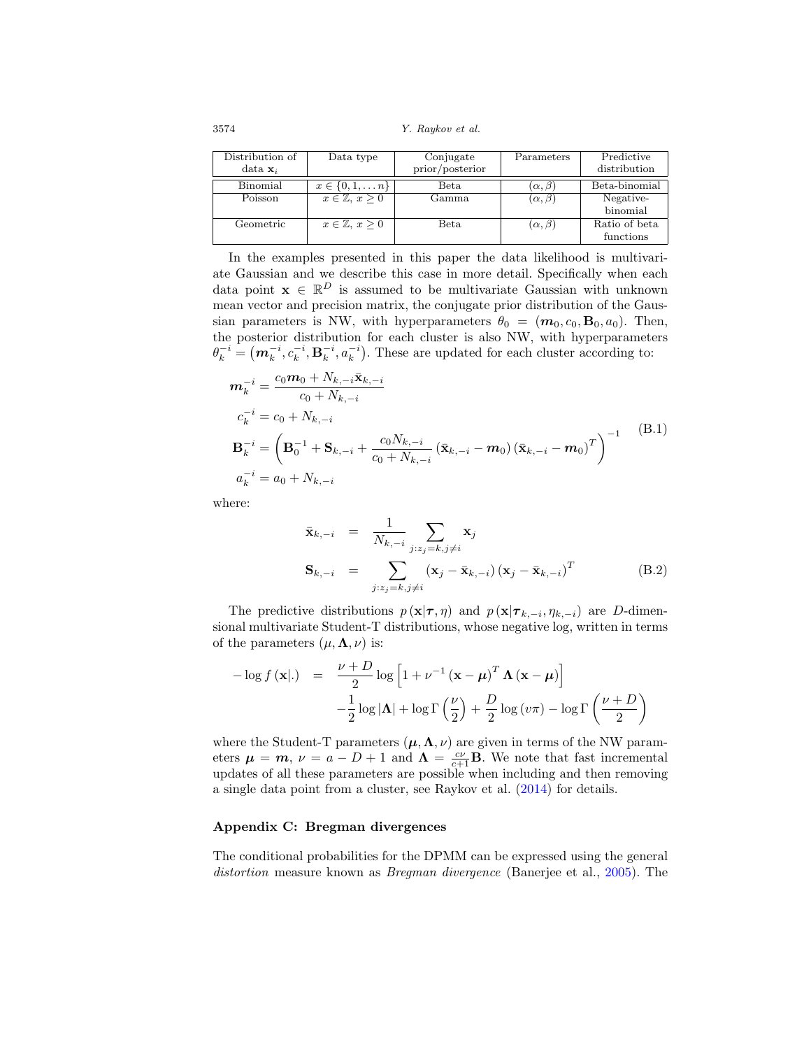| Distribution of data $\mathbf{x}_i$ | Data type | Conjugate prior/posterior | Parameters | Predictive distribution |
|---|---|---|---|---|
| Binomial | $x \in \{0, 1, \dots n\}$ | Beta | $(\alpha, \beta)$ | Beta-binomial |
| Poisson | $x \in \mathbb{Z}$, $x \geq 0$ | Gamma | $(\alpha, \beta)$ | Negative-binomial |
| Geometric | $x \in \mathbb{Z}$, $x \geq 0$ | Beta | $(\alpha, \beta)$ | Ratio of beta functions |

In the examples presented in this paper the data likelihood is multivariate Gaussian and we describe this case in more detail. Specifically when each data point $\mathbf{x} \in \mathbb{R}^D$ is assumed to be multivariate Gaussian with unknown mean vector and precision matrix, the conjugate prior distribution of the Gaussian parameters is NW, with hyperparameters $\theta_0 = (\boldsymbol{m}_0, c_0, \mathbf{B}_0, a_0)$. Then, the posterior distribution for each cluster is also NW, with hyperparameters $\theta_k^{-i} = \left(\boldsymbol{m}_k^{-i}, c_k^{-i}, \mathbf{B}_k^{-i}, a_k^{-i}\right)$. These are updated for each cluster according to:

$$
\begin{aligned}
\boldsymbol{m}_k^{-i} &= \frac{c_0 \boldsymbol{m}_0 + N_{k,-i} \bar{\mathbf{x}}_{k,-i}}{c_0 + N_{k,-i}} \\
c_k^{-i} &= c_0 + N_{k,-i} \\
\mathbf{B}_k^{-i} &= \left( \mathbf{B}_0^{-1} + \mathbf{S}_{k,-i} + \frac{c_0 N_{k,-i}}{c_0 + N_{k,-i}} \left(\bar{\mathbf{x}}_{k,-i} - \boldsymbol{m}_0\right) \left(\bar{\mathbf{x}}_{k,-i} - \boldsymbol{m}_0\right)^T \right)^{-1} \\
a_k^{-i} &= a_0 + N_{k,-i}
\end{aligned}
\tag{B.1}
$$

where:

$$
\begin{aligned}
\bar{\mathbf{x}}_{k,-i} &= \frac{1}{N_{k,-i}} \sum_{j : z_j = k, j \neq i} \mathbf{x}_j \\
\mathbf{S}_{k,-i} &= \sum_{j : z_j = k, j \neq i} \left(\mathbf{x}_j - \bar{\mathbf{x}}_{k,-i}\right) \left(\mathbf{x}_j - \bar{\mathbf{x}}_{k,-i}\right)^T
\end{aligned}
\tag{B.2}
$$

The predictive distributions $p\left(\mathbf{x} | \boldsymbol{\tau}, \eta\right)$ and $p\left(\mathbf{x} | \boldsymbol{\tau}_{k,-i}, \eta_{k,-i}\right)$ are $D$-dimensional multivariate Student-T distributions, whose negative log, written in terms of the parameters $(\mu, \mathbf{\Lambda}, \nu)$ is:

$$
\begin{aligned}
-\log f\left(\mathbf{x} | .\right) &= \frac{\nu + D}{2} \log \left[1 + \nu^{-1} \left(\mathbf{x} - \boldsymbol{\mu}\right)^T \mathbf{\Lambda} \left(\mathbf{x} - \boldsymbol{\mu}\right)\right] \\
&\quad - \frac{1}{2} \log |\mathbf{\Lambda}| + \log \Gamma\left(\frac{\nu}{2}\right) + \frac{D}{2} \log \left(\upsilon \pi\right) - \log \Gamma\left(\frac{\nu + D}{2}\right)
\end{aligned}
$$

where the Student-T parameters $(\boldsymbol{\mu}, \mathbf{\Lambda}, \nu)$ are given in terms of the NW parameters $\boldsymbol{\mu} = \boldsymbol{m}$, $\nu = a - D + 1$ and $\mathbf{\Lambda} = \frac{c\nu}{c+1} \mathbf{B}$. We note that fast incremental updates of all these parameters are possible when including and then removing a single data point from a cluster, see Raykov et al. (2014) for details.

## Appendix C: Bregman divergences

The conditional probabilities for the DPMM can be expressed using the general *distortion* measure known as *Bregman divergence* (Banerjee et al., 2005). The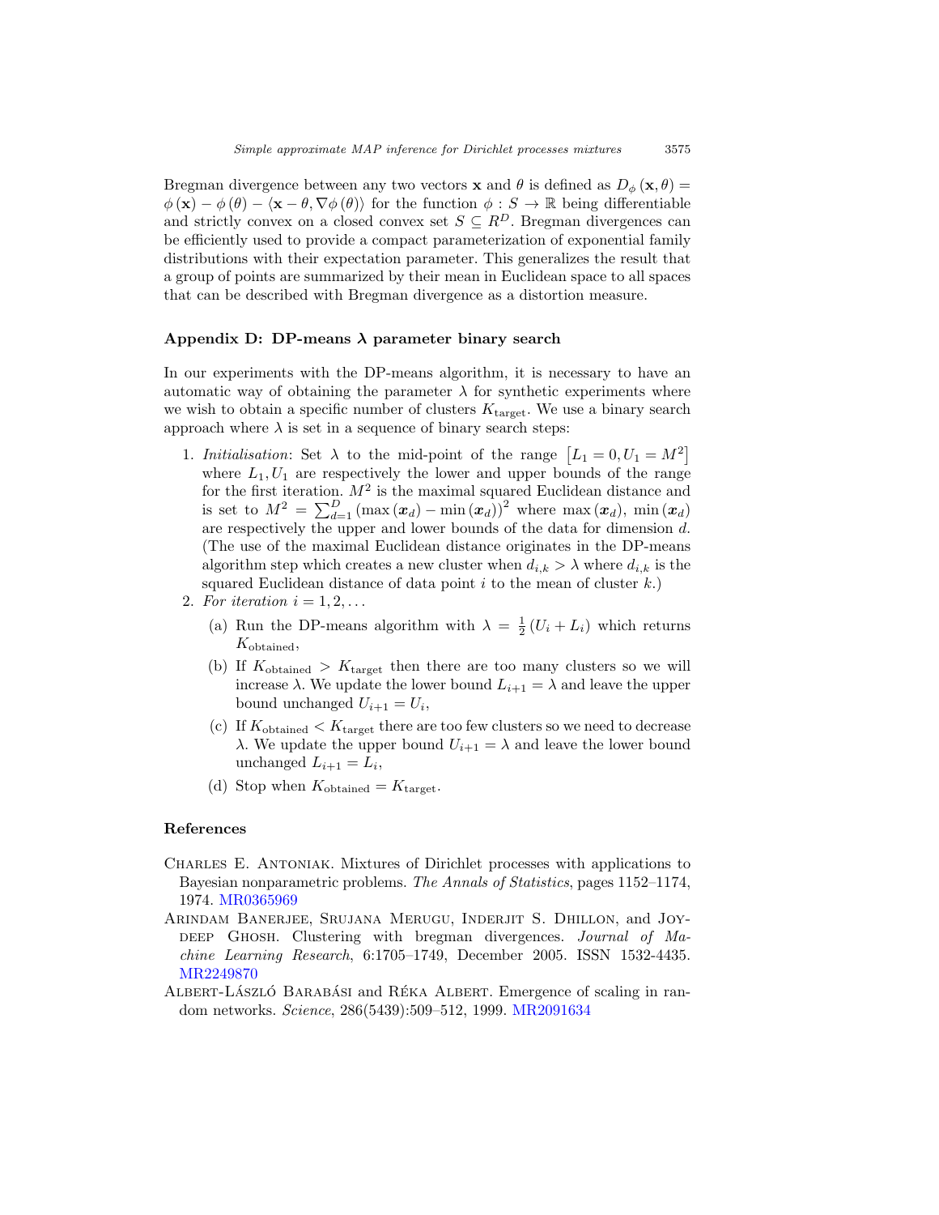Bregman divergence between any two vectors $\mathbf{x}$ and $\theta$ is defined as $D_\phi(\mathbf{x}, \theta) = \phi(\mathbf{x}) - \phi(\theta) - \langle \mathbf{x} - \theta, \nabla\phi(\theta) \rangle$ for the function $\phi : S \to \mathbb{R}$ being differentiable and strictly convex on a closed convex set $S \subseteq R^D$. Bregman divergences can be efficiently used to provide a compact parameterization of exponential family distributions with their expectation parameter. This generalizes the result that a group of points are summarized by their mean in Euclidean space to all spaces that can be described with Bregman divergence as a distortion measure.

## Appendix D: DP-means $\lambda$ parameter binary search

In our experiments with the DP-means algorithm, it is necessary to have an automatic way of obtaining the parameter $\lambda$ for synthetic experiments where we wish to obtain a specific number of clusters $K_{\text{target}}$. We use a binary search approach where $\lambda$ is set in a sequence of binary search steps:

1. *Initialisation*: Set $\lambda$ to the mid-point of the range $\left[L_1 = 0, U_1 = M^2\right]$ where $L_1, U_1$ are respectively the lower and upper bounds of the range for the first iteration. $M^2$ is the maximal squared Euclidean distance and is set to $M^2 = \sum_{d=1}^{D} (\max(\boldsymbol{x}_d) - \min(\boldsymbol{x}_d))^2$ where $\max(\boldsymbol{x}_d)$, $\min(\boldsymbol{x}_d)$ are respectively the upper and lower bounds of the data for dimension $d$. (The use of the maximal Euclidean distance originates in the DP-means algorithm step which creates a new cluster when $d_{i,k} > \lambda$ where $d_{i,k}$ is the squared Euclidean distance of data point $i$ to the mean of cluster $k$.)
2. *For iteration* $i = 1, 2, \ldots$
   - (a) Run the DP-means algorithm with $\lambda = \frac{1}{2}(U_i + L_i)$ which returns $K_{\text{obtained}}$,
   - (b) If $K_{\text{obtained}} > K_{\text{target}}$ then there are too many clusters so we will increase $\lambda$. We update the lower bound $L_{i+1} = \lambda$ and leave the upper bound unchanged $U_{i+1} = U_i$,
   - (c) If $K_{\text{obtained}} < K_{\text{target}}$ there are too few clusters so we need to decrease $\lambda$. We update the upper bound $U_{i+1} = \lambda$ and leave the lower bound unchanged $L_{i+1} = L_i$,
   - (d) Stop when $K_{\text{obtained}} = K_{\text{target}}$.

## References

Charles E. Antoniak. Mixtures of Dirichlet processes with applications to Bayesian nonparametric problems. *The Annals of Statistics*, pages 1152–1174, 1974. MR0365969

Arindam Banerjee, Srujana Merugu, Inderjit S. Dhillon, and Joydeep Ghosh. Clustering with bregman divergences. *Journal of Machine Learning Research*, 6:1705–1749, December 2005. ISSN 1532-4435. MR2249870

Albert-László Barabási and Réka Albert. Emergence of scaling in random networks. *Science*, 286(5439):509–512, 1999. MR2091634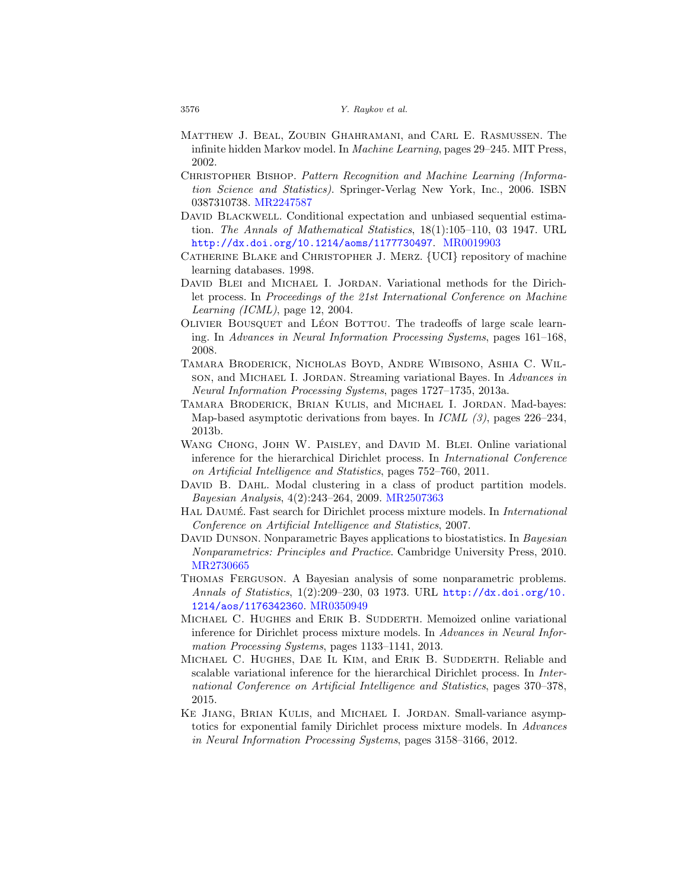Matthew J. Beal, Zoubin Ghahramani, and Carl E. Rasmussen. The infinite hidden Markov model. In *Machine Learning*, pages 29–245. MIT Press, 2002.

Christopher Bishop. *Pattern Recognition and Machine Learning (Information Science and Statistics)*. Springer-Verlag New York, Inc., 2006. ISBN 0387310738. MR2247587

David Blackwell. Conditional expectation and unbiased sequential estimation. *The Annals of Mathematical Statistics*, 18(1):105–110, 03 1947. URL http://dx.doi.org/10.1214/aoms/1177730497. MR0019903

Catherine Blake and Christopher J. Merz. {UCI} repository of machine learning databases. 1998.

David Blei and Michael I. Jordan. Variational methods for the Dirichlet process. In *Proceedings of the 21st International Conference on Machine Learning (ICML)*, page 12, 2004.

Olivier Bousquet and Léon Bottou. The tradeoffs of large scale learning. In *Advances in Neural Information Processing Systems*, pages 161–168, 2008.

Tamara Broderick, Nicholas Boyd, Andre Wibisono, Ashia C. Wilson, and Michael I. Jordan. Streaming variational Bayes. In *Advances in Neural Information Processing Systems*, pages 1727–1735, 2013a.

Tamara Broderick, Brian Kulis, and Michael I. Jordan. Mad-bayes: Map-based asymptotic derivations from bayes. In *ICML (3)*, pages 226–234, 2013b.

Wang Chong, John W. Paisley, and David M. Blei. Online variational inference for the hierarchical Dirichlet process. In *International Conference on Artificial Intelligence and Statistics*, pages 752–760, 2011.

David B. Dahl. Modal clustering in a class of product partition models. *Bayesian Analysis*, 4(2):243–264, 2009. MR2507363

Hal Daumé. Fast search for Dirichlet process mixture models. In *International Conference on Artificial Intelligence and Statistics*, 2007.

David Dunson. Nonparametric Bayes applications to biostatistics. In *Bayesian Nonparametrics: Principles and Practice*. Cambridge University Press, 2010. MR2730665

Thomas Ferguson. A Bayesian analysis of some nonparametric problems. *Annals of Statistics*, 1(2):209–230, 03 1973. URL http://dx.doi.org/10.1214/aos/1176342360. MR0350949

Michael C. Hughes and Erik B. Sudderth. Memoized online variational inference for Dirichlet process mixture models. In *Advances in Neural Information Processing Systems*, pages 1133–1141, 2013.

Michael C. Hughes, Dae Il Kim, and Erik B. Sudderth. Reliable and scalable variational inference for the hierarchical Dirichlet process. In *International Conference on Artificial Intelligence and Statistics*, pages 370–378, 2015.

Ke Jiang, Brian Kulis, and Michael I. Jordan. Small-variance asymptotics for exponential family Dirichlet process mixture models. In *Advances in Neural Information Processing Systems*, pages 3158–3166, 2012.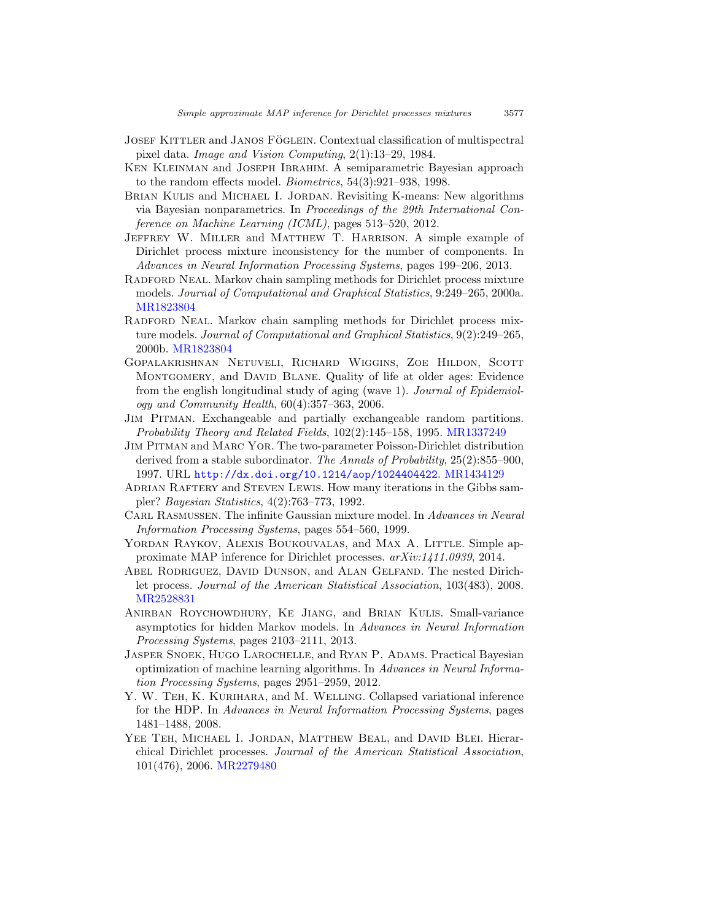Josef Kittler and Janos Föglein. Contextual classification of multispectral pixel data. *Image and Vision Computing*, 2(1):13–29, 1984.

Ken Kleinman and Joseph Ibrahim. A semiparametric Bayesian approach to the random effects model. *Biometrics*, 54(3):921–938, 1998.

Brian Kulis and Michael I. Jordan. Revisiting K-means: New algorithms via Bayesian nonparametrics. In *Proceedings of the 29th International Conference on Machine Learning (ICML)*, pages 513–520, 2012.

Jeffrey W. Miller and Matthew T. Harrison. A simple example of Dirichlet process mixture inconsistency for the number of components. In *Advances in Neural Information Processing Systems*, pages 199–206, 2013.

Radford Neal. Markov chain sampling methods for Dirichlet process mixture models. *Journal of Computational and Graphical Statistics*, 9:249–265, 2000a. MR1823804

Radford Neal. Markov chain sampling methods for Dirichlet process mixture models. *Journal of Computational and Graphical Statistics*, 9(2):249–265, 2000b. MR1823804

Gopalakrishnan Netuveli, Richard Wiggins, Zoe Hildon, Scott Montgomery, and David Blane. Quality of life at older ages: Evidence from the english longitudinal study of aging (wave 1). *Journal of Epidemiology and Community Health*, 60(4):357–363, 2006.

Jim Pitman. Exchangeable and partially exchangeable random partitions. *Probability Theory and Related Fields*, 102(2):145–158, 1995. MR1337249

Jim Pitman and Marc Yor. The two-parameter Poisson-Dirichlet distribution derived from a stable subordinator. *The Annals of Probability*, 25(2):855–900, 1997. URL http://dx.doi.org/10.1214/aop/1024404422. MR1434129

Adrian Raftery and Steven Lewis. How many iterations in the Gibbs sampler? *Bayesian Statistics*, 4(2):763–773, 1992.

Carl Rasmussen. The infinite Gaussian mixture model. In *Advances in Neural Information Processing Systems*, pages 554–560, 1999.

Yordan Raykov, Alexis Boukouvalas, and Max A. Little. Simple approximate MAP inference for Dirichlet processes. *arXiv:1411.0939*, 2014.

Abel Rodriguez, David Dunson, and Alan Gelfand. The nested Dirichlet process. *Journal of the American Statistical Association*, 103(483), 2008. MR2528831

Anirban Roychowdhury, Ke Jiang, and Brian Kulis. Small-variance asymptotics for hidden Markov models. In *Advances in Neural Information Processing Systems*, pages 2103–2111, 2013.

Jasper Snoek, Hugo Larochelle, and Ryan P. Adams. Practical Bayesian optimization of machine learning algorithms. In *Advances in Neural Information Processing Systems*, pages 2951–2959, 2012.

Y. W. Teh, K. Kurihara, and M. Welling. Collapsed variational inference for the HDP. In *Advances in Neural Information Processing Systems*, pages 1481–1488, 2008.

Yee Teh, Michael I. Jordan, Matthew Beal, and David Blei. Hierarchical Dirichlet processes. *Journal of the American Statistical Association*, 101(476), 2006. MR2279480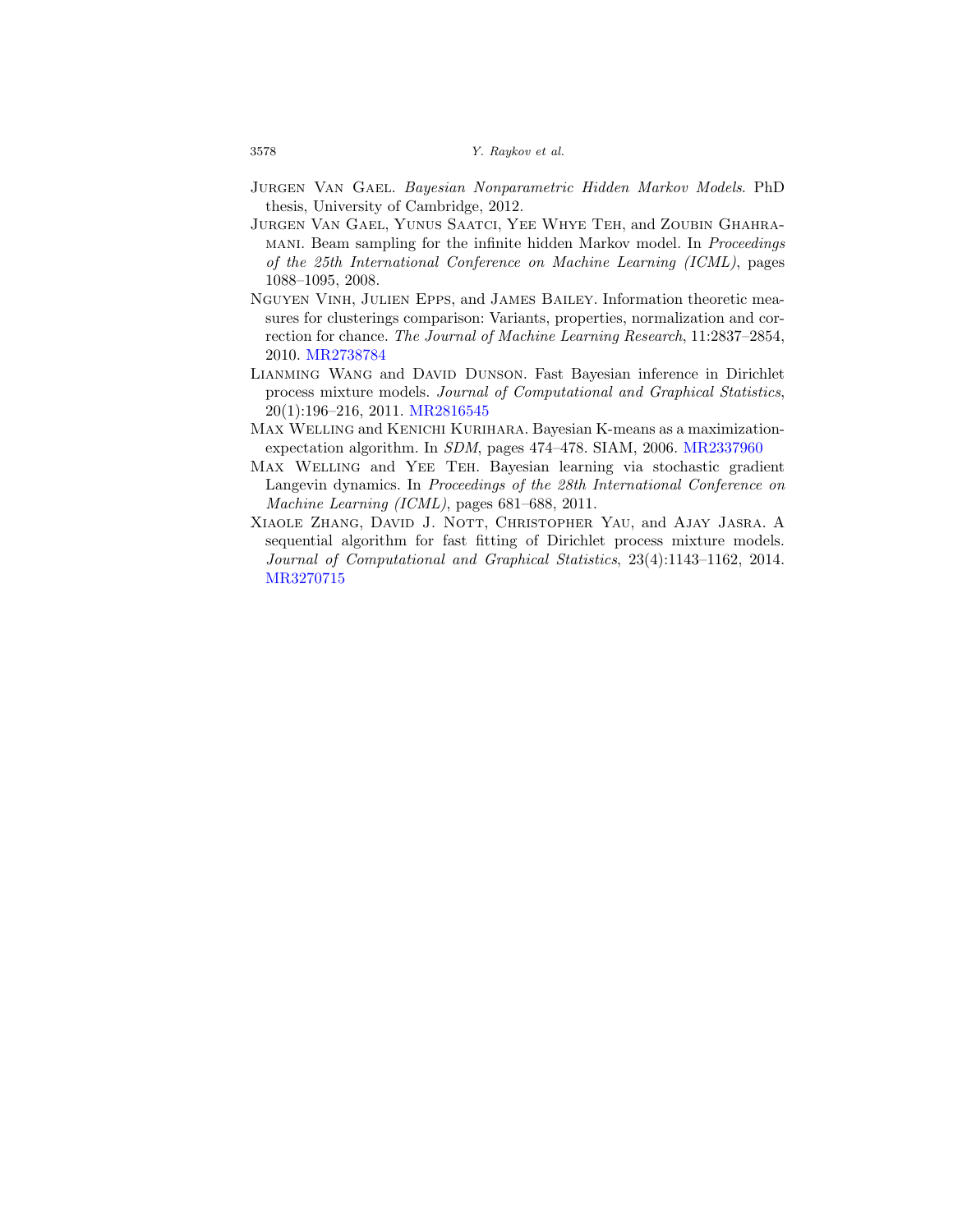Jurgen Van Gael. *Bayesian Nonparametric Hidden Markov Models*. PhD thesis, University of Cambridge, 2012.

Jurgen Van Gael, Yunus Saatci, Yee Whye Teh, and Zoubin Ghahramani. Beam sampling for the infinite hidden Markov model. In *Proceedings of the 25th International Conference on Machine Learning (ICML)*, pages 1088–1095, 2008.

Nguyen Vinh, Julien Epps, and James Bailey. Information theoretic measures for clusterings comparison: Variants, properties, normalization and correction for chance. *The Journal of Machine Learning Research*, 11:2837–2854, 2010. MR2738784

Lianming Wang and David Dunson. Fast Bayesian inference in Dirichlet process mixture models. *Journal of Computational and Graphical Statistics*, 20(1):196–216, 2011. MR2816545

Max Welling and Kenichi Kurihara. Bayesian K-means as a maximization-expectation algorithm. In *SDM*, pages 474–478. SIAM, 2006. MR2337960

Max Welling and Yee Teh. Bayesian learning via stochastic gradient Langevin dynamics. In *Proceedings of the 28th International Conference on Machine Learning (ICML)*, pages 681–688, 2011.

Xiaole Zhang, David J. Nott, Christopher Yau, and Ajay Jasra. A sequential algorithm for fast fitting of Dirichlet process mixture models. *Journal of Computational and Graphical Statistics*, 23(4):1143–1162, 2014. MR3270715